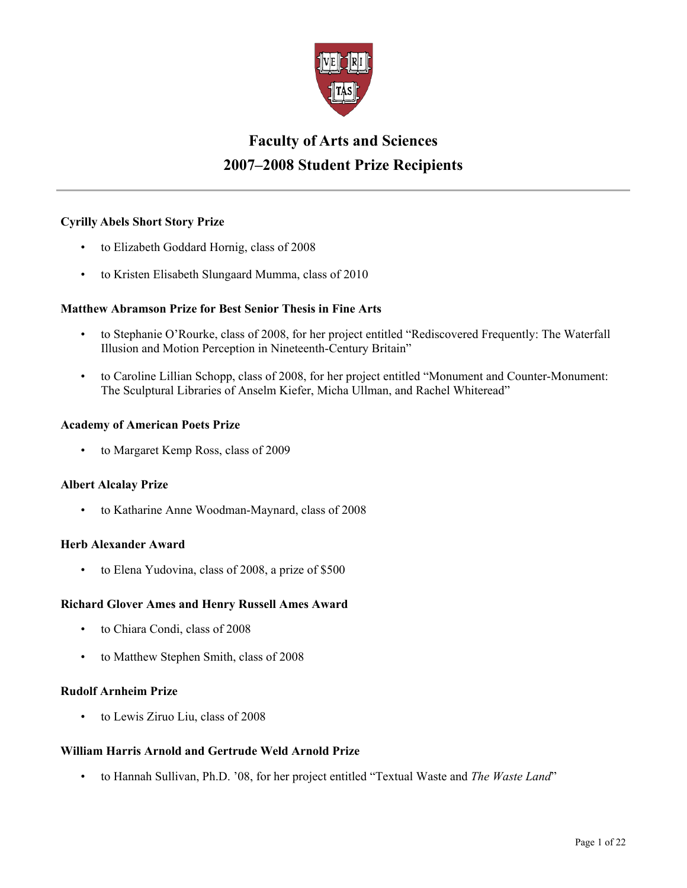# Faculty of Arts and Sciences
# 2007–2008 Student Prize Recipients

---

**Cyrilly Abels Short Story Prize**

- to Elizabeth Goddard Hornig, class of 2008
- to Kristen Elisabeth Slungaard Mumma, class of 2010

**Matthew Abramson Prize for Best Senior Thesis in Fine Arts**

- to Stephanie O'Rourke, class of 2008, for her project entitled "Rediscovered Frequently: The Waterfall Illusion and Motion Perception in Nineteenth-Century Britain"
- to Caroline Lillian Schopp, class of 2008, for her project entitled "Monument and Counter-Monument: The Sculptural Libraries of Anselm Kiefer, Micha Ullman, and Rachel Whiteread"

**Academy of American Poets Prize**

- to Margaret Kemp Ross, class of 2009

**Albert Alcalay Prize**

- to Katharine Anne Woodman-Maynard, class of 2008

**Herb Alexander Award**

- to Elena Yudovina, class of 2008, a prize of $500

**Richard Glover Ames and Henry Russell Ames Award**

- to Chiara Condi, class of 2008
- to Matthew Stephen Smith, class of 2008

**Rudolf Arnheim Prize**

- to Lewis Ziruo Liu, class of 2008

**William Harris Arnold and Gertrude Weld Arnold Prize**

- to Hannah Sullivan, Ph.D. '08, for her project entitled "Textual Waste and *The Waste Land*"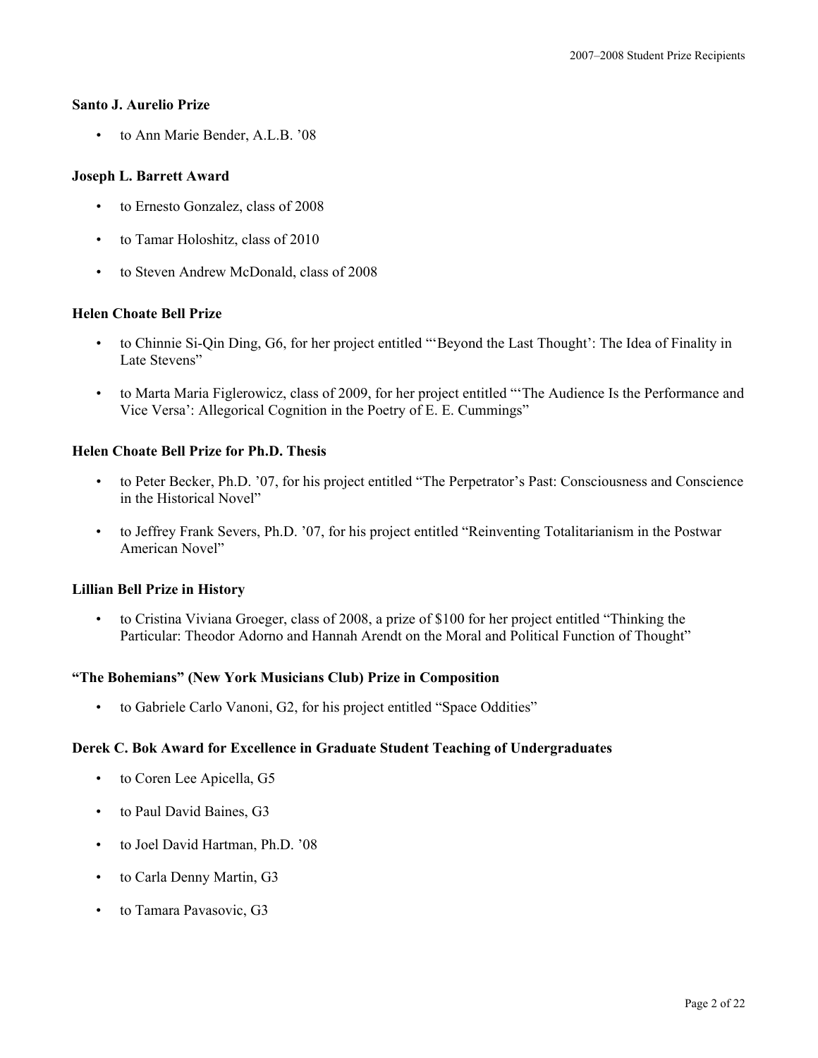**Santo J. Aurelio Prize**

- to Ann Marie Bender, A.L.B. ’08

**Joseph L. Barrett Award**

- to Ernesto Gonzalez, class of 2008
- to Tamar Holoshitz, class of 2010
- to Steven Andrew McDonald, class of 2008

**Helen Choate Bell Prize**

- to Chinnie Si-Qin Ding, G6, for her project entitled “‘Beyond the Last Thought’: The Idea of Finality in Late Stevens”
- to Marta Maria Figlerowicz, class of 2009, for her project entitled “‘The Audience Is the Performance and Vice Versa’: Allegorical Cognition in the Poetry of E. E. Cummings”

**Helen Choate Bell Prize for Ph.D. Thesis**

- to Peter Becker, Ph.D. ’07, for his project entitled “The Perpetrator’s Past: Consciousness and Conscience in the Historical Novel”
- to Jeffrey Frank Severs, Ph.D. ’07, for his project entitled “Reinventing Totalitarianism in the Postwar American Novel”

**Lillian Bell Prize in History**

- to Cristina Viviana Groeger, class of 2008, a prize of $100 for her project entitled “Thinking the Particular: Theodor Adorno and Hannah Arendt on the Moral and Political Function of Thought”

**“The Bohemians” (New York Musicians Club) Prize in Composition**

- to Gabriele Carlo Vanoni, G2, for his project entitled “Space Oddities”

**Derek C. Bok Award for Excellence in Graduate Student Teaching of Undergraduates**

- to Coren Lee Apicella, G5
- to Paul David Baines, G3
- to Joel David Hartman, Ph.D. ’08
- to Carla Denny Martin, G3
- to Tamara Pavasovic, G3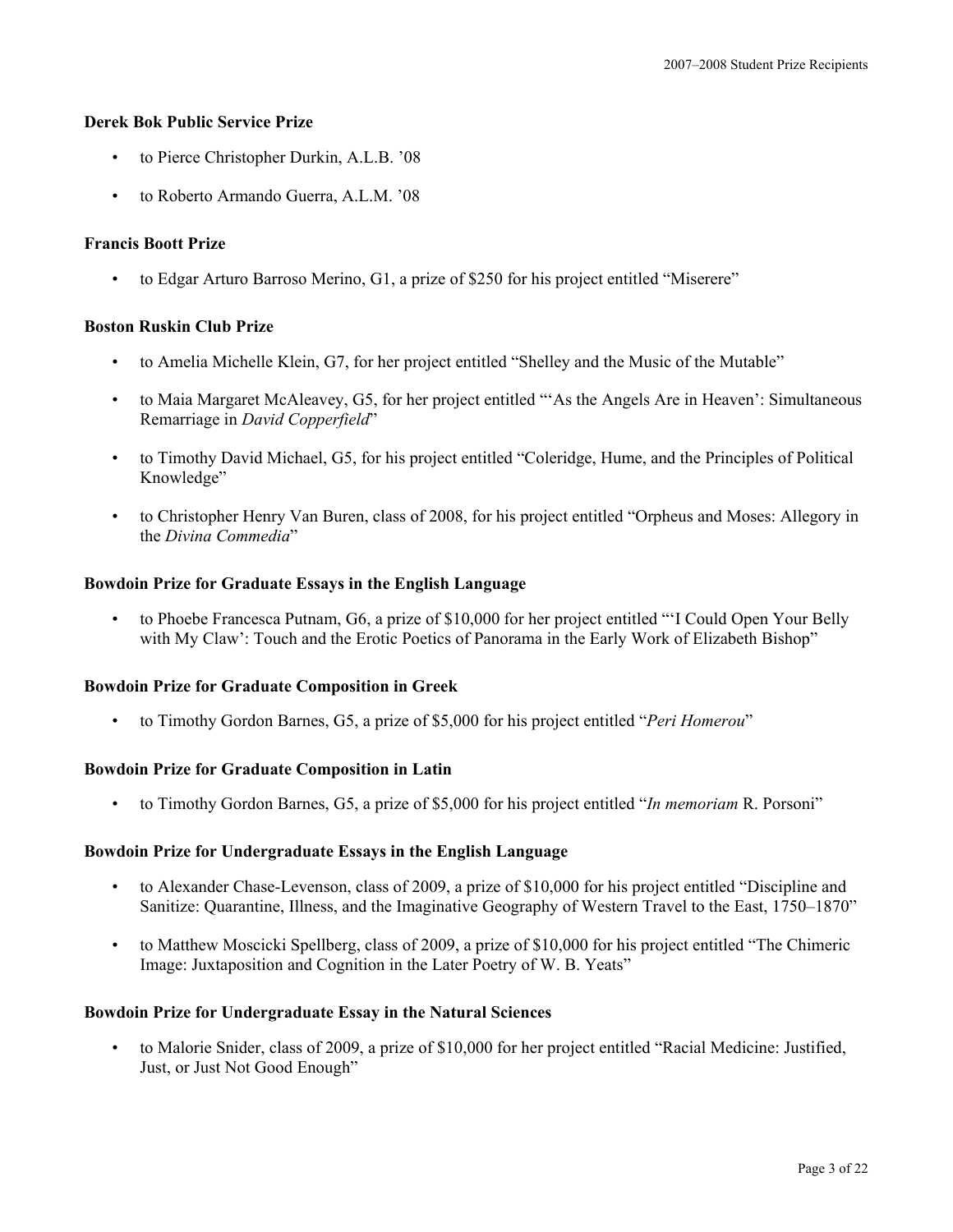**Derek Bok Public Service Prize**

- to Pierce Christopher Durkin, A.L.B. ’08
- to Roberto Armando Guerra, A.L.M. ’08

**Francis Boott Prize**

- to Edgar Arturo Barroso Merino, G1, a prize of $250 for his project entitled “Miserere”

**Boston Ruskin Club Prize**

- to Amelia Michelle Klein, G7, for her project entitled “Shelley and the Music of the Mutable”
- to Maia Margaret McAleavey, G5, for her project entitled “‘As the Angels Are in Heaven’: Simultaneous Remarriage in *David Copperfield*”
- to Timothy David Michael, G5, for his project entitled “Coleridge, Hume, and the Principles of Political Knowledge”
- to Christopher Henry Van Buren, class of 2008, for his project entitled “Orpheus and Moses: Allegory in the *Divina Commedia*”

**Bowdoin Prize for Graduate Essays in the English Language**

- to Phoebe Francesca Putnam, G6, a prize of $10,000 for her project entitled “‘I Could Open Your Belly with My Claw’: Touch and the Erotic Poetics of Panorama in the Early Work of Elizabeth Bishop”

**Bowdoin Prize for Graduate Composition in Greek**

- to Timothy Gordon Barnes, G5, a prize of $5,000 for his project entitled “*Peri Homerou*”

**Bowdoin Prize for Graduate Composition in Latin**

- to Timothy Gordon Barnes, G5, a prize of $5,000 for his project entitled “*In memoriam* R. Porsoni”

**Bowdoin Prize for Undergraduate Essays in the English Language**

- to Alexander Chase-Levenson, class of 2009, a prize of $10,000 for his project entitled “Discipline and Sanitize: Quarantine, Illness, and the Imaginative Geography of Western Travel to the East, 1750–1870”
- to Matthew Moscicki Spellberg, class of 2009, a prize of $10,000 for his project entitled “The Chimeric Image: Juxtaposition and Cognition in the Later Poetry of W. B. Yeats”

**Bowdoin Prize for Undergraduate Essay in the Natural Sciences**

- to Malorie Snider, class of 2009, a prize of $10,000 for her project entitled “Racial Medicine: Justified, Just, or Just Not Good Enough”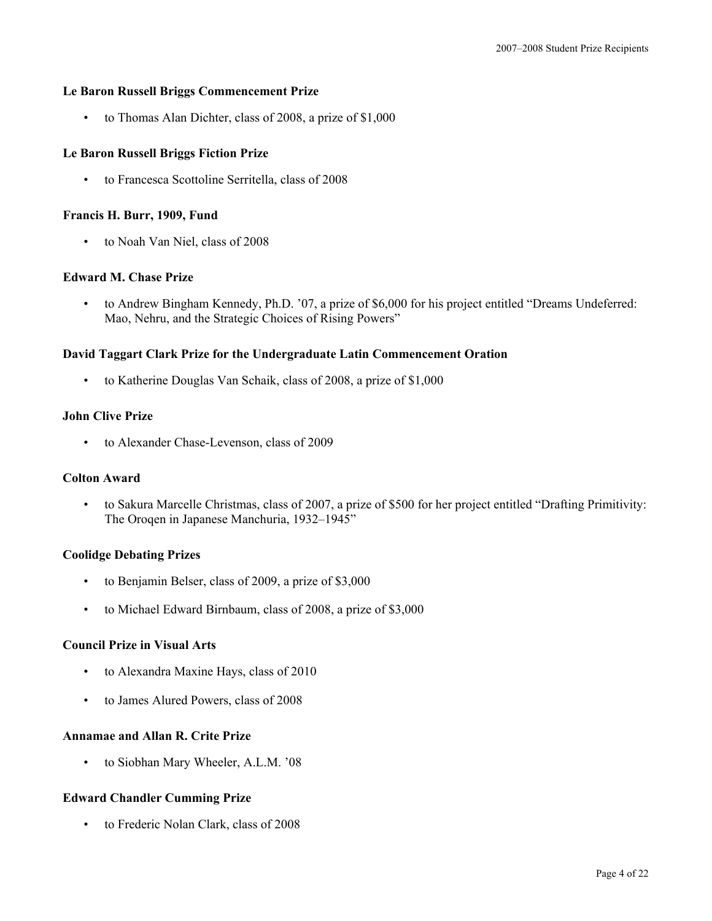**Le Baron Russell Briggs Commencement Prize**

- to Thomas Alan Dichter, class of 2008, a prize of $1,000

**Le Baron Russell Briggs Fiction Prize**

- to Francesca Scottoline Serritella, class of 2008

**Francis H. Burr, 1909, Fund**

- to Noah Van Niel, class of 2008

**Edward M. Chase Prize**

- to Andrew Bingham Kennedy, Ph.D. '07, a prize of $6,000 for his project entitled "Dreams Undeferred: Mao, Nehru, and the Strategic Choices of Rising Powers"

**David Taggart Clark Prize for the Undergraduate Latin Commencement Oration**

- to Katherine Douglas Van Schaik, class of 2008, a prize of $1,000

**John Clive Prize**

- to Alexander Chase-Levenson, class of 2009

**Colton Award**

- to Sakura Marcelle Christmas, class of 2007, a prize of $500 for her project entitled "Drafting Primitivity: The Oroqen in Japanese Manchuria, 1932–1945"

**Coolidge Debating Prizes**

- to Benjamin Belser, class of 2009, a prize of $3,000
- to Michael Edward Birnbaum, class of 2008, a prize of $3,000

**Council Prize in Visual Arts**

- to Alexandra Maxine Hays, class of 2010
- to James Alured Powers, class of 2008

**Annamae and Allan R. Crite Prize**

- to Siobhan Mary Wheeler, A.L.M. '08

**Edward Chandler Cumming Prize**

- to Frederic Nolan Clark, class of 2008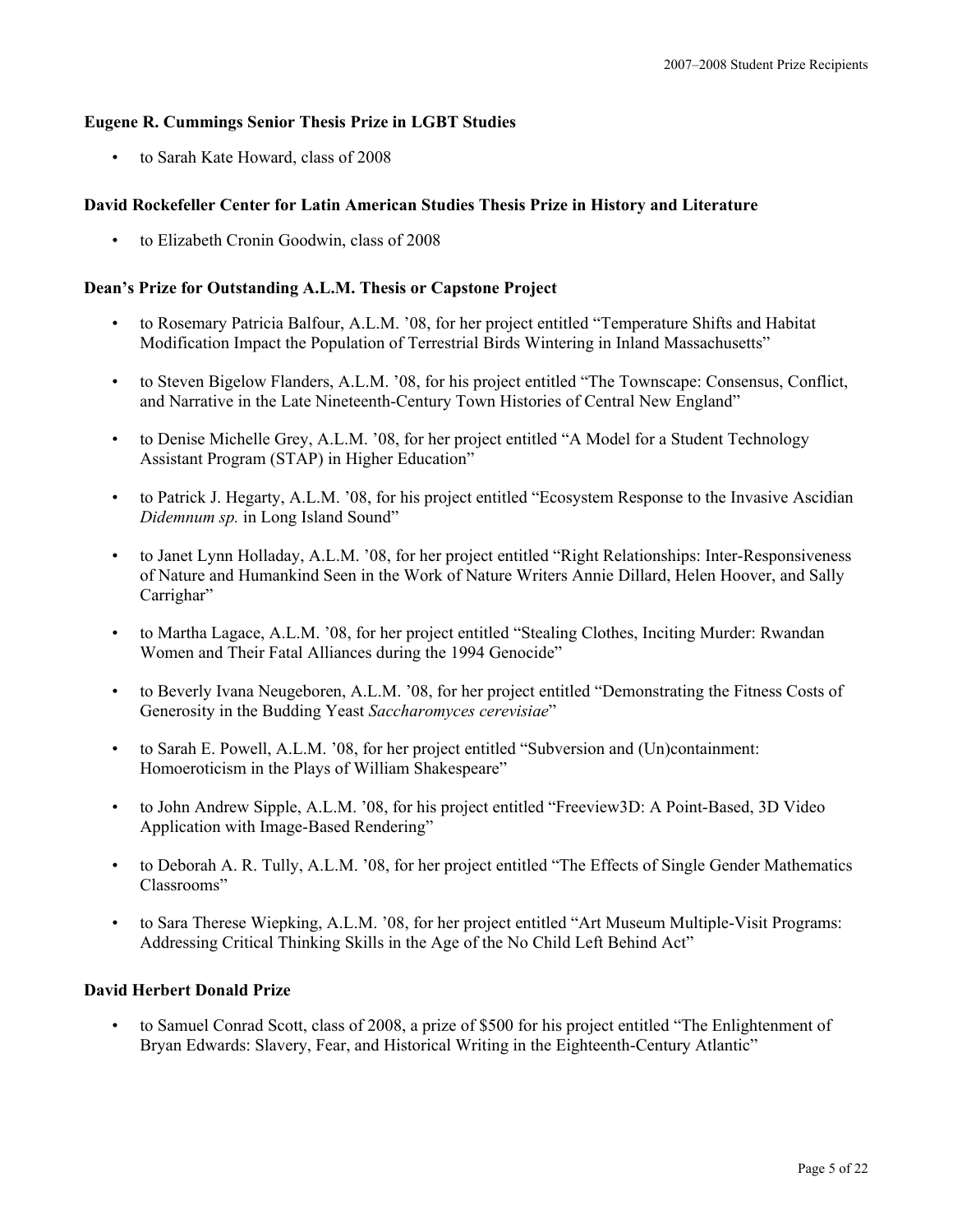**Eugene R. Cummings Senior Thesis Prize in LGBT Studies**

- to Sarah Kate Howard, class of 2008

**David Rockefeller Center for Latin American Studies Thesis Prize in History and Literature**

- to Elizabeth Cronin Goodwin, class of 2008

**Dean's Prize for Outstanding A.L.M. Thesis or Capstone Project**

- to Rosemary Patricia Balfour, A.L.M. '08, for her project entitled "Temperature Shifts and Habitat Modification Impact the Population of Terrestrial Birds Wintering in Inland Massachusetts"

- to Steven Bigelow Flanders, A.L.M. '08, for his project entitled "The Townscape: Consensus, Conflict, and Narrative in the Late Nineteenth-Century Town Histories of Central New England"

- to Denise Michelle Grey, A.L.M. '08, for her project entitled "A Model for a Student Technology Assistant Program (STAP) in Higher Education"

- to Patrick J. Hegarty, A.L.M. '08, for his project entitled "Ecosystem Response to the Invasive Ascidian *Didemnum sp.* in Long Island Sound"

- to Janet Lynn Holladay, A.L.M. '08, for her project entitled "Right Relationships: Inter-Responsiveness of Nature and Humankind Seen in the Work of Nature Writers Annie Dillard, Helen Hoover, and Sally Carrighar"

- to Martha Lagace, A.L.M. '08, for her project entitled "Stealing Clothes, Inciting Murder: Rwandan Women and Their Fatal Alliances during the 1994 Genocide"

- to Beverly Ivana Neugeboren, A.L.M. '08, for her project entitled "Demonstrating the Fitness Costs of Generosity in the Budding Yeast *Saccharomyces cerevisiae*"

- to Sarah E. Powell, A.L.M. '08, for her project entitled "Subversion and (Un)containment: Homoeroticism in the Plays of William Shakespeare"

- to John Andrew Sipple, A.L.M. '08, for his project entitled "Freeview3D: A Point-Based, 3D Video Application with Image-Based Rendering"

- to Deborah A. R. Tully, A.L.M. '08, for her project entitled "The Effects of Single Gender Mathematics Classrooms"

- to Sara Therese Wiepking, A.L.M. '08, for her project entitled "Art Museum Multiple-Visit Programs: Addressing Critical Thinking Skills in the Age of the No Child Left Behind Act"

**David Herbert Donald Prize**

- to Samuel Conrad Scott, class of 2008, a prize of $500 for his project entitled "The Enlightenment of Bryan Edwards: Slavery, Fear, and Historical Writing in the Eighteenth-Century Atlantic"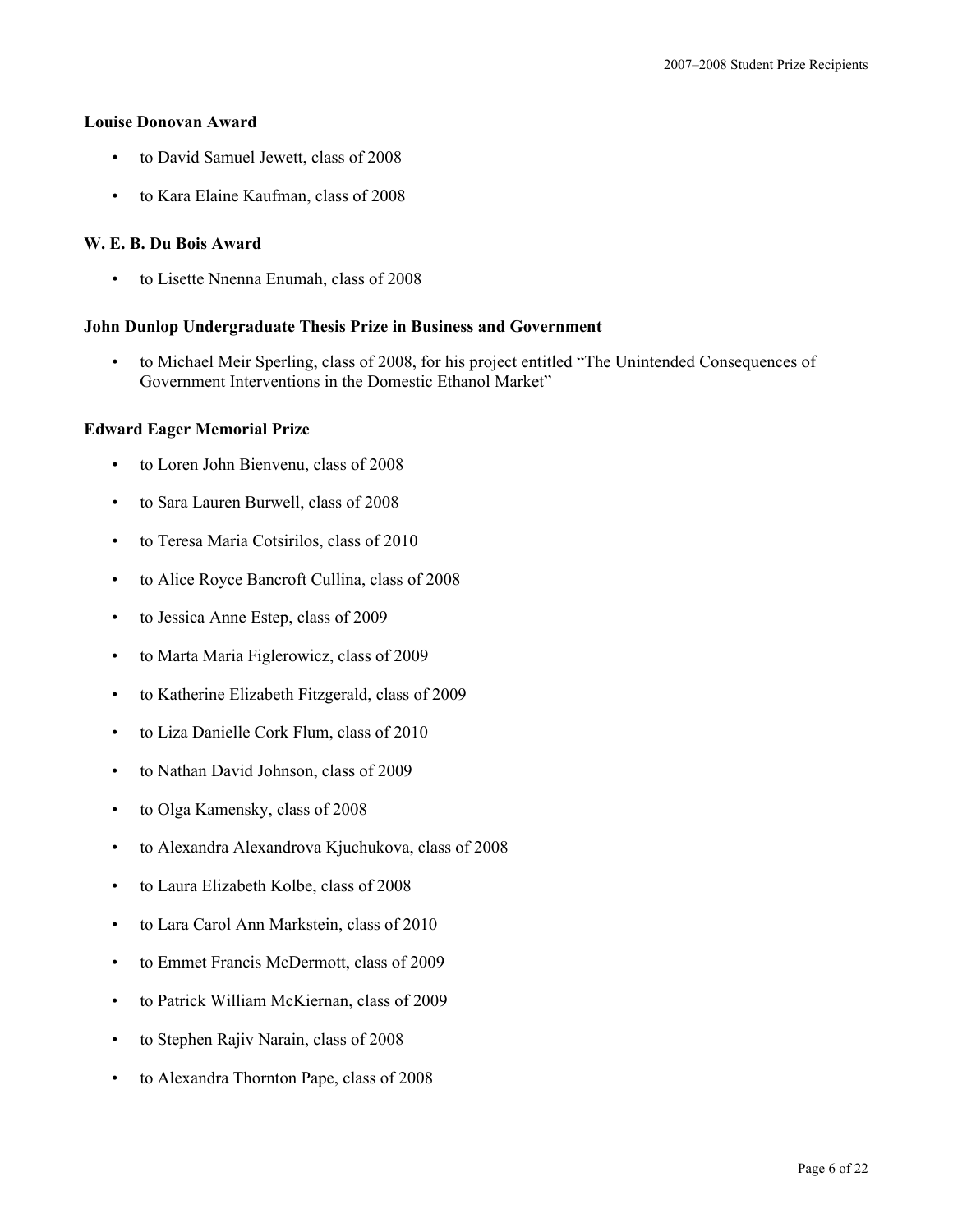### Louise Donovan Award

- to David Samuel Jewett, class of 2008
- to Kara Elaine Kaufman, class of 2008

### W. E. B. Du Bois Award

- to Lisette Nnenna Enumah, class of 2008

### John Dunlop Undergraduate Thesis Prize in Business and Government

- to Michael Meir Sperling, class of 2008, for his project entitled "The Unintended Consequences of Government Interventions in the Domestic Ethanol Market"

### Edward Eager Memorial Prize

- to Loren John Bienvenu, class of 2008
- to Sara Lauren Burwell, class of 2008
- to Teresa Maria Cotsirilos, class of 2010
- to Alice Royce Bancroft Cullina, class of 2008
- to Jessica Anne Estep, class of 2009
- to Marta Maria Figlerowicz, class of 2009
- to Katherine Elizabeth Fitzgerald, class of 2009
- to Liza Danielle Cork Flum, class of 2010
- to Nathan David Johnson, class of 2009
- to Olga Kamensky, class of 2008
- to Alexandra Alexandrova Kjuchukova, class of 2008
- to Laura Elizabeth Kolbe, class of 2008
- to Lara Carol Ann Markstein, class of 2010
- to Emmet Francis McDermott, class of 2009
- to Patrick William McKiernan, class of 2009
- to Stephen Rajiv Narain, class of 2008
- to Alexandra Thornton Pape, class of 2008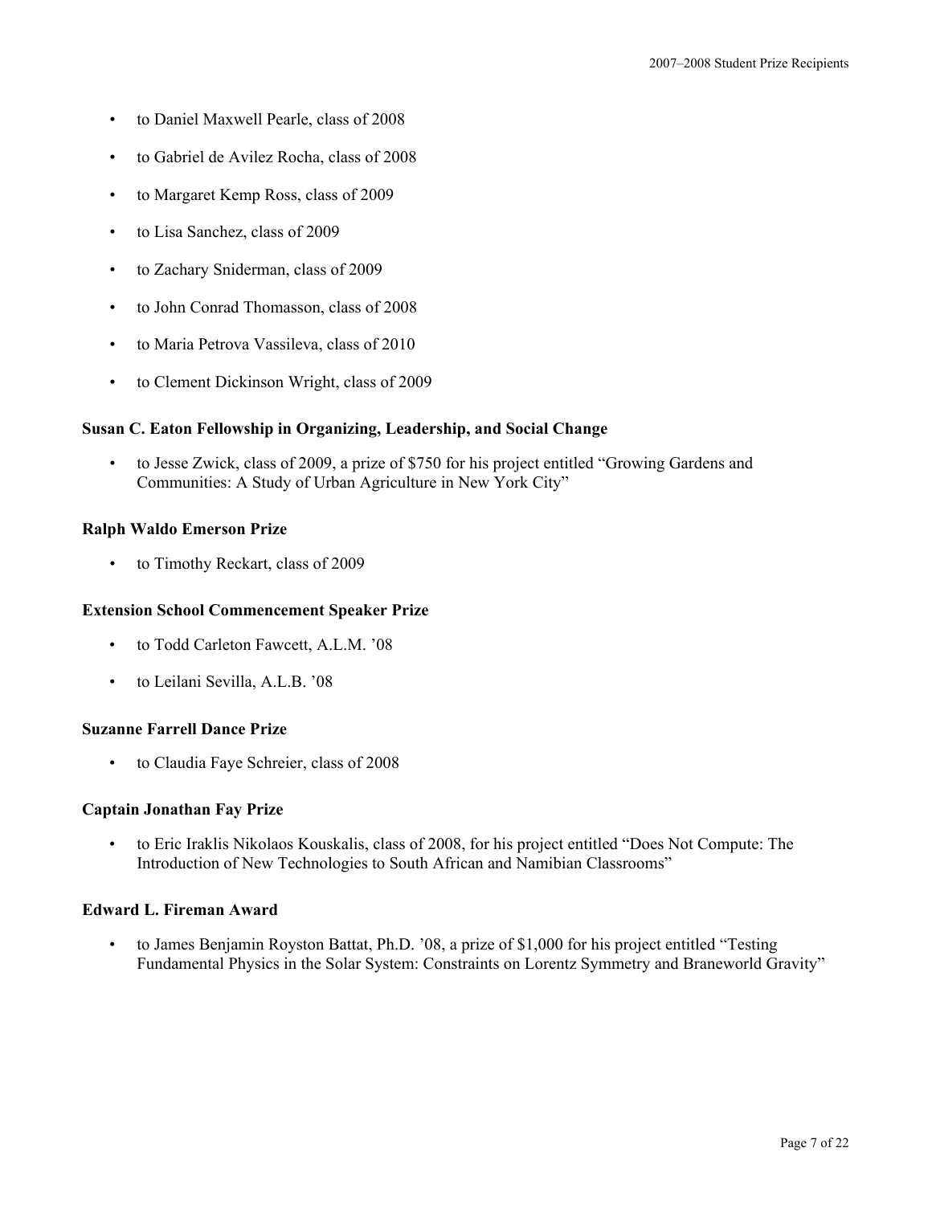- to Daniel Maxwell Pearle, class of 2008
- to Gabriel de Avilez Rocha, class of 2008
- to Margaret Kemp Ross, class of 2009
- to Lisa Sanchez, class of 2009
- to Zachary Sniderman, class of 2009
- to John Conrad Thomasson, class of 2008
- to Maria Petrova Vassileva, class of 2010
- to Clement Dickinson Wright, class of 2009

**Susan C. Eaton Fellowship in Organizing, Leadership, and Social Change**

- to Jesse Zwick, class of 2009, a prize of $750 for his project entitled "Growing Gardens and Communities: A Study of Urban Agriculture in New York City"

**Ralph Waldo Emerson Prize**

- to Timothy Reckart, class of 2009

**Extension School Commencement Speaker Prize**

- to Todd Carleton Fawcett, A.L.M. '08
- to Leilani Sevilla, A.L.B. '08

**Suzanne Farrell Dance Prize**

- to Claudia Faye Schreier, class of 2008

**Captain Jonathan Fay Prize**

- to Eric Iraklis Nikolaos Kouskalis, class of 2008, for his project entitled "Does Not Compute: The Introduction of New Technologies to South African and Namibian Classrooms"

**Edward L. Fireman Award**

- to James Benjamin Royston Battat, Ph.D. '08, a prize of $1,000 for his project entitled "Testing Fundamental Physics in the Solar System: Constraints on Lorentz Symmetry and Braneworld Gravity"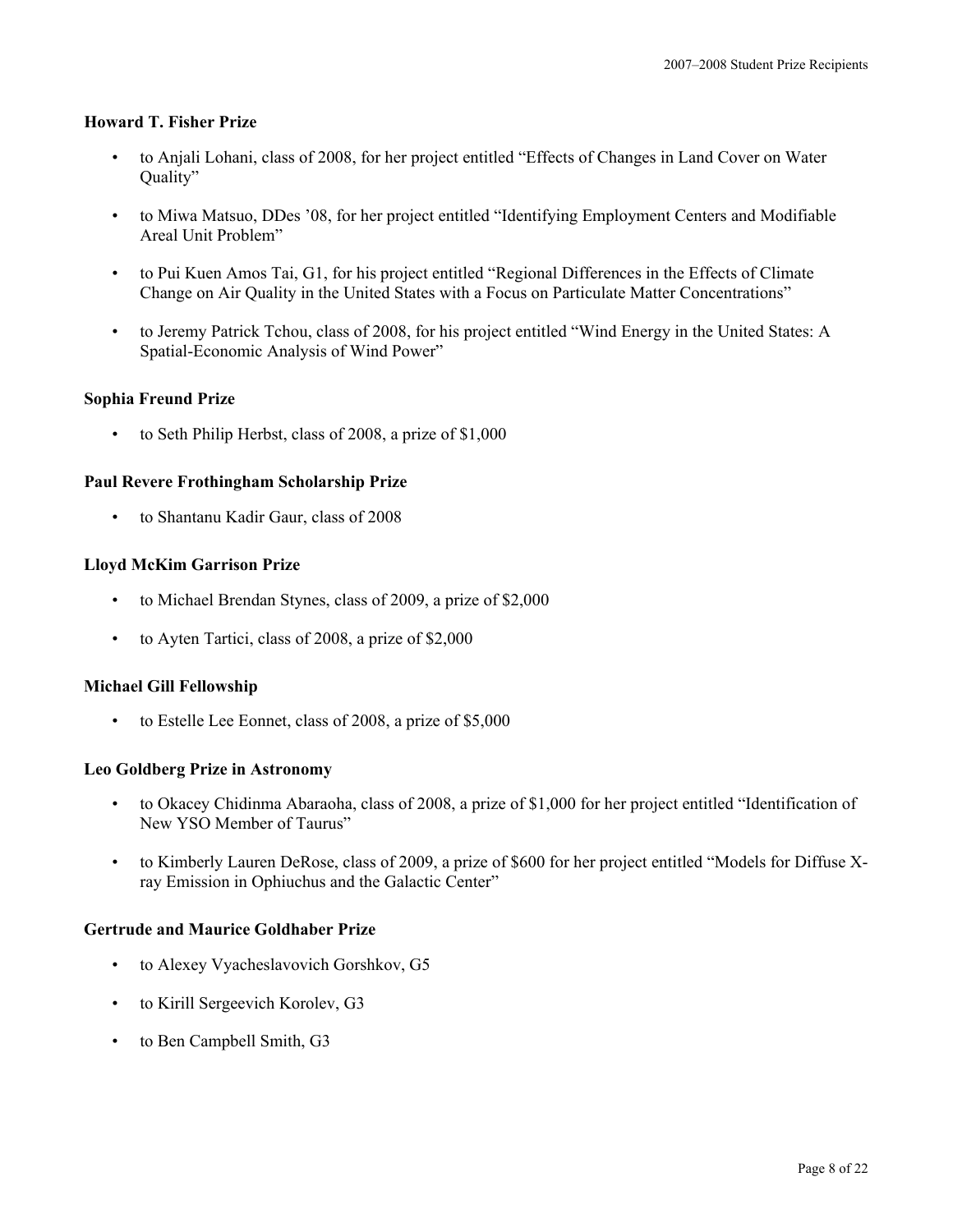### Howard T. Fisher Prize

- to Anjali Lohani, class of 2008, for her project entitled "Effects of Changes in Land Cover on Water Quality"
- to Miwa Matsuo, DDes '08, for her project entitled "Identifying Employment Centers and Modifiable Areal Unit Problem"
- to Pui Kuen Amos Tai, G1, for his project entitled "Regional Differences in the Effects of Climate Change on Air Quality in the United States with a Focus on Particulate Matter Concentrations"
- to Jeremy Patrick Tchou, class of 2008, for his project entitled "Wind Energy in the United States: A Spatial-Economic Analysis of Wind Power"

### Sophia Freund Prize

- to Seth Philip Herbst, class of 2008, a prize of $1,000

### Paul Revere Frothingham Scholarship Prize

- to Shantanu Kadir Gaur, class of 2008

### Lloyd McKim Garrison Prize

- to Michael Brendan Stynes, class of 2009, a prize of $2,000
- to Ayten Tartici, class of 2008, a prize of $2,000

### Michael Gill Fellowship

- to Estelle Lee Eonnet, class of 2008, a prize of $5,000

### Leo Goldberg Prize in Astronomy

- to Okacey Chidinma Abaraoha, class of 2008, a prize of $1,000 for her project entitled "Identification of New YSO Member of Taurus"
- to Kimberly Lauren DeRose, class of 2009, a prize of $600 for her project entitled "Models for Diffuse X-ray Emission in Ophiuchus and the Galactic Center"

### Gertrude and Maurice Goldhaber Prize

- to Alexey Vyacheslavovich Gorshkov, G5
- to Kirill Sergeevich Korolev, G3
- to Ben Campbell Smith, G3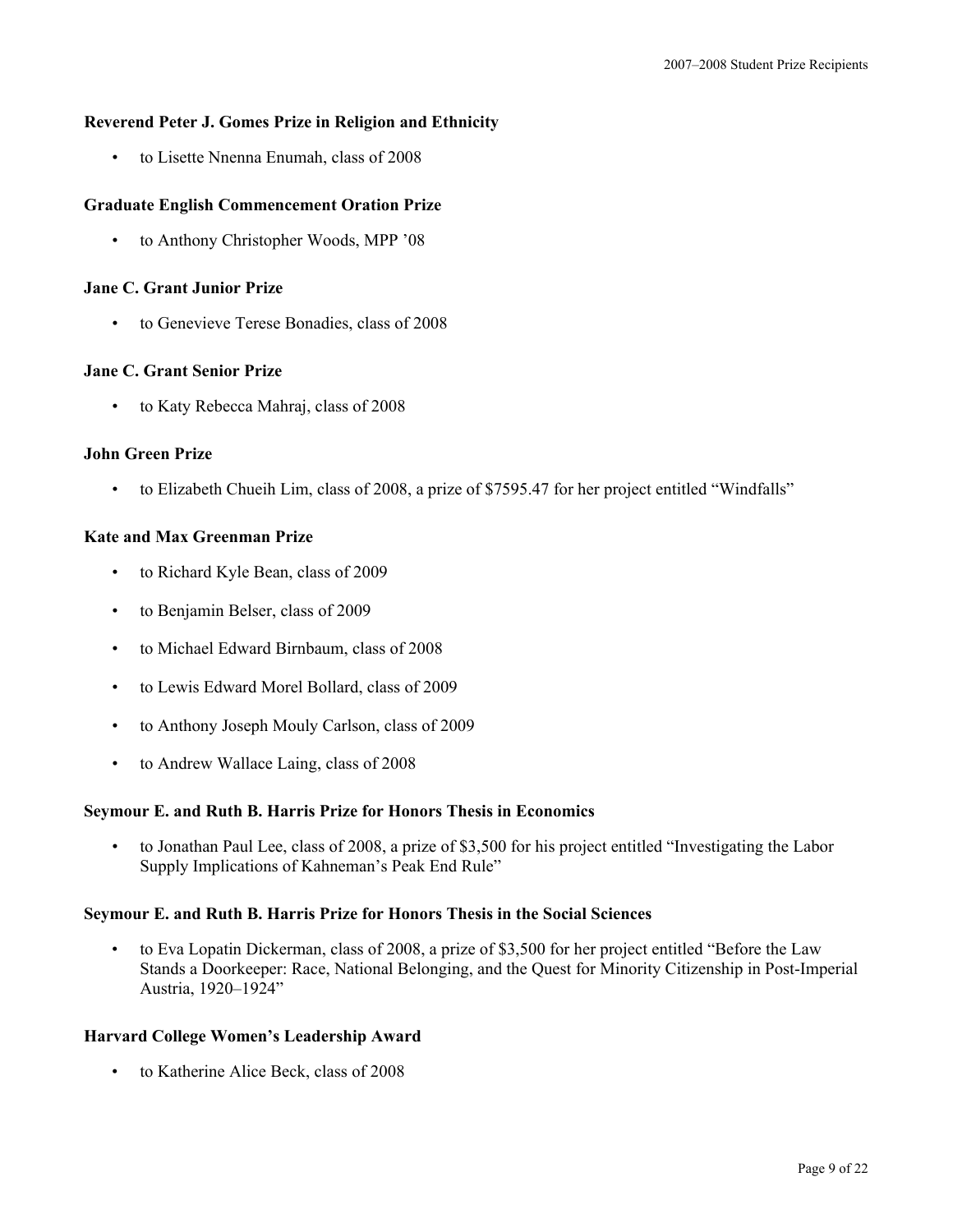### Reverend Peter J. Gomes Prize in Religion and Ethnicity

- to Lisette Nnenna Enumah, class of 2008

### Graduate English Commencement Oration Prize

- to Anthony Christopher Woods, MPP ’08

### Jane C. Grant Junior Prize

- to Genevieve Terese Bonadies, class of 2008

### Jane C. Grant Senior Prize

- to Katy Rebecca Mahraj, class of 2008

### John Green Prize

- to Elizabeth Chueih Lim, class of 2008, a prize of $7595.47 for her project entitled “Windfalls”

### Kate and Max Greenman Prize

- to Richard Kyle Bean, class of 2009
- to Benjamin Belser, class of 2009
- to Michael Edward Birnbaum, class of 2008
- to Lewis Edward Morel Bollard, class of 2009
- to Anthony Joseph Mouly Carlson, class of 2009
- to Andrew Wallace Laing, class of 2008

### Seymour E. and Ruth B. Harris Prize for Honors Thesis in Economics

- to Jonathan Paul Lee, class of 2008, a prize of $3,500 for his project entitled “Investigating the Labor Supply Implications of Kahneman’s Peak End Rule”

### Seymour E. and Ruth B. Harris Prize for Honors Thesis in the Social Sciences

- to Eva Lopatin Dickerman, class of 2008, a prize of $3,500 for her project entitled “Before the Law Stands a Doorkeeper: Race, National Belonging, and the Quest for Minority Citizenship in Post-Imperial Austria, 1920–1924”

### Harvard College Women’s Leadership Award

- to Katherine Alice Beck, class of 2008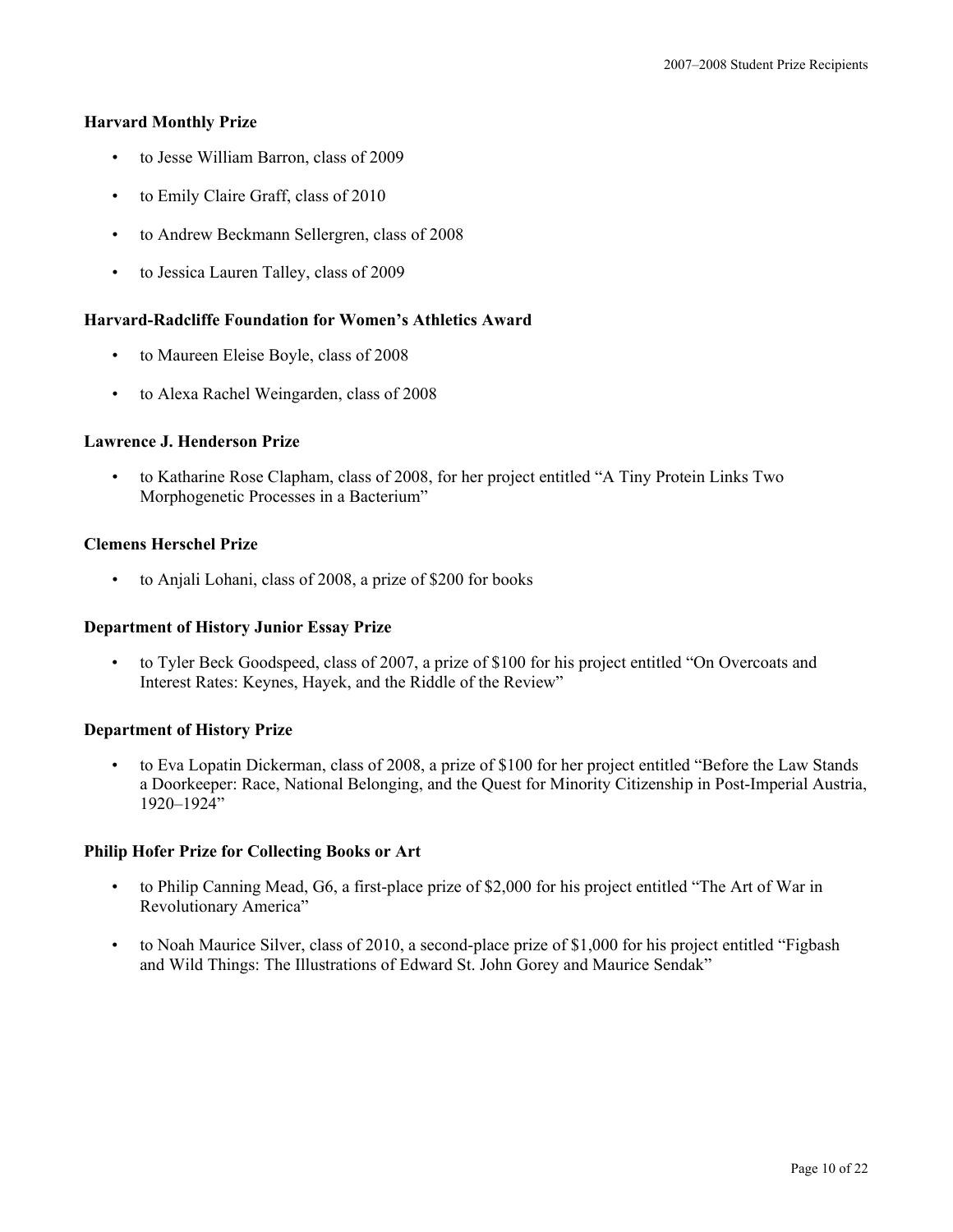### Harvard Monthly Prize

- to Jesse William Barron, class of 2009
- to Emily Claire Graff, class of 2010
- to Andrew Beckmann Sellergren, class of 2008
- to Jessica Lauren Talley, class of 2009

### Harvard-Radcliffe Foundation for Women's Athletics Award

- to Maureen Eleise Boyle, class of 2008
- to Alexa Rachel Weingarden, class of 2008

### Lawrence J. Henderson Prize

- to Katharine Rose Clapham, class of 2008, for her project entitled "A Tiny Protein Links Two Morphogenetic Processes in a Bacterium"

### Clemens Herschel Prize

- to Anjali Lohani, class of 2008, a prize of $200 for books

### Department of History Junior Essay Prize

- to Tyler Beck Goodspeed, class of 2007, a prize of $100 for his project entitled "On Overcoats and Interest Rates: Keynes, Hayek, and the Riddle of the Review"

### Department of History Prize

- to Eva Lopatin Dickerman, class of 2008, a prize of $100 for her project entitled "Before the Law Stands a Doorkeeper: Race, National Belonging, and the Quest for Minority Citizenship in Post-Imperial Austria, 1920–1924"

### Philip Hofer Prize for Collecting Books or Art

- to Philip Canning Mead, G6, a first-place prize of $2,000 for his project entitled "The Art of War in Revolutionary America"
- to Noah Maurice Silver, class of 2010, a second-place prize of $1,000 for his project entitled "Figbash and Wild Things: The Illustrations of Edward St. John Gorey and Maurice Sendak"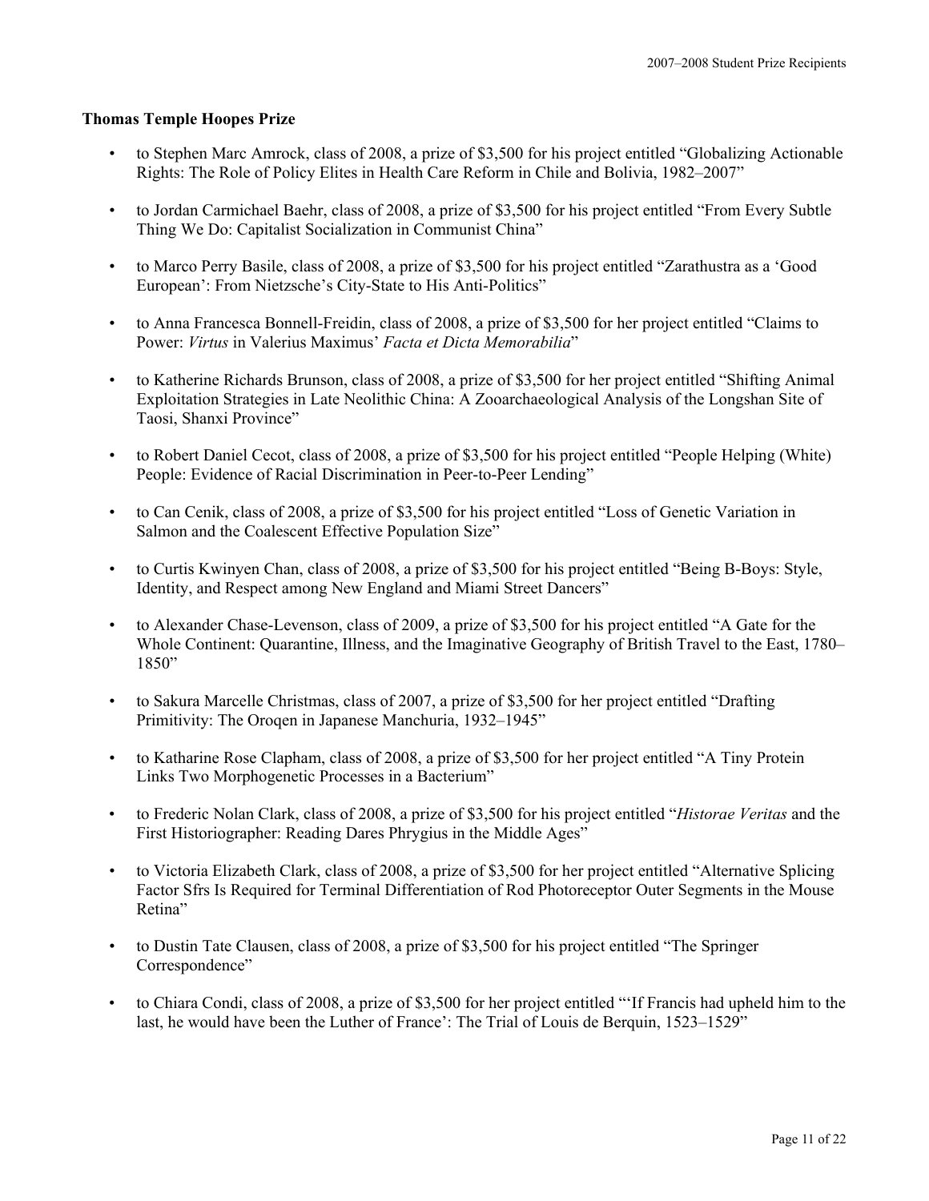**Thomas Temple Hoopes Prize**

- to Stephen Marc Amrock, class of 2008, a prize of $3,500 for his project entitled "Globalizing Actionable Rights: The Role of Policy Elites in Health Care Reform in Chile and Bolivia, 1982–2007"

- to Jordan Carmichael Baehr, class of 2008, a prize of $3,500 for his project entitled "From Every Subtle Thing We Do: Capitalist Socialization in Communist China"

- to Marco Perry Basile, class of 2008, a prize of $3,500 for his project entitled "Zarathustra as a 'Good European': From Nietzsche's City-State to His Anti-Politics"

- to Anna Francesca Bonnell-Freidin, class of 2008, a prize of $3,500 for her project entitled "Claims to Power: *Virtus* in Valerius Maximus' *Facta et Dicta Memorabilia*"

- to Katherine Richards Brunson, class of 2008, a prize of $3,500 for her project entitled "Shifting Animal Exploitation Strategies in Late Neolithic China: A Zooarchaeological Analysis of the Longshan Site of Taosi, Shanxi Province"

- to Robert Daniel Cecot, class of 2008, a prize of $3,500 for his project entitled "People Helping (White) People: Evidence of Racial Discrimination in Peer-to-Peer Lending"

- to Can Cenik, class of 2008, a prize of $3,500 for his project entitled "Loss of Genetic Variation in Salmon and the Coalescent Effective Population Size"

- to Curtis Kwinyen Chan, class of 2008, a prize of $3,500 for his project entitled "Being B-Boys: Style, Identity, and Respect among New England and Miami Street Dancers"

- to Alexander Chase-Levenson, class of 2009, a prize of $3,500 for his project entitled "A Gate for the Whole Continent: Quarantine, Illness, and the Imaginative Geography of British Travel to the East, 1780–1850"

- to Sakura Marcelle Christmas, class of 2007, a prize of $3,500 for her project entitled "Drafting Primitivity: The Oroqen in Japanese Manchuria, 1932–1945"

- to Katharine Rose Clapham, class of 2008, a prize of $3,500 for her project entitled "A Tiny Protein Links Two Morphogenetic Processes in a Bacterium"

- to Frederic Nolan Clark, class of 2008, a prize of $3,500 for his project entitled "*Historae Veritas* and the First Historiographer: Reading Dares Phrygius in the Middle Ages"

- to Victoria Elizabeth Clark, class of 2008, a prize of $3,500 for her project entitled "Alternative Splicing Factor Sfrs Is Required for Terminal Differentiation of Rod Photoreceptor Outer Segments in the Mouse Retina"

- to Dustin Tate Clausen, class of 2008, a prize of $3,500 for his project entitled "The Springer Correspondence"

- to Chiara Condi, class of 2008, a prize of $3,500 for her project entitled "'If Francis had upheld him to the last, he would have been the Luther of France': The Trial of Louis de Berquin, 1523–1529"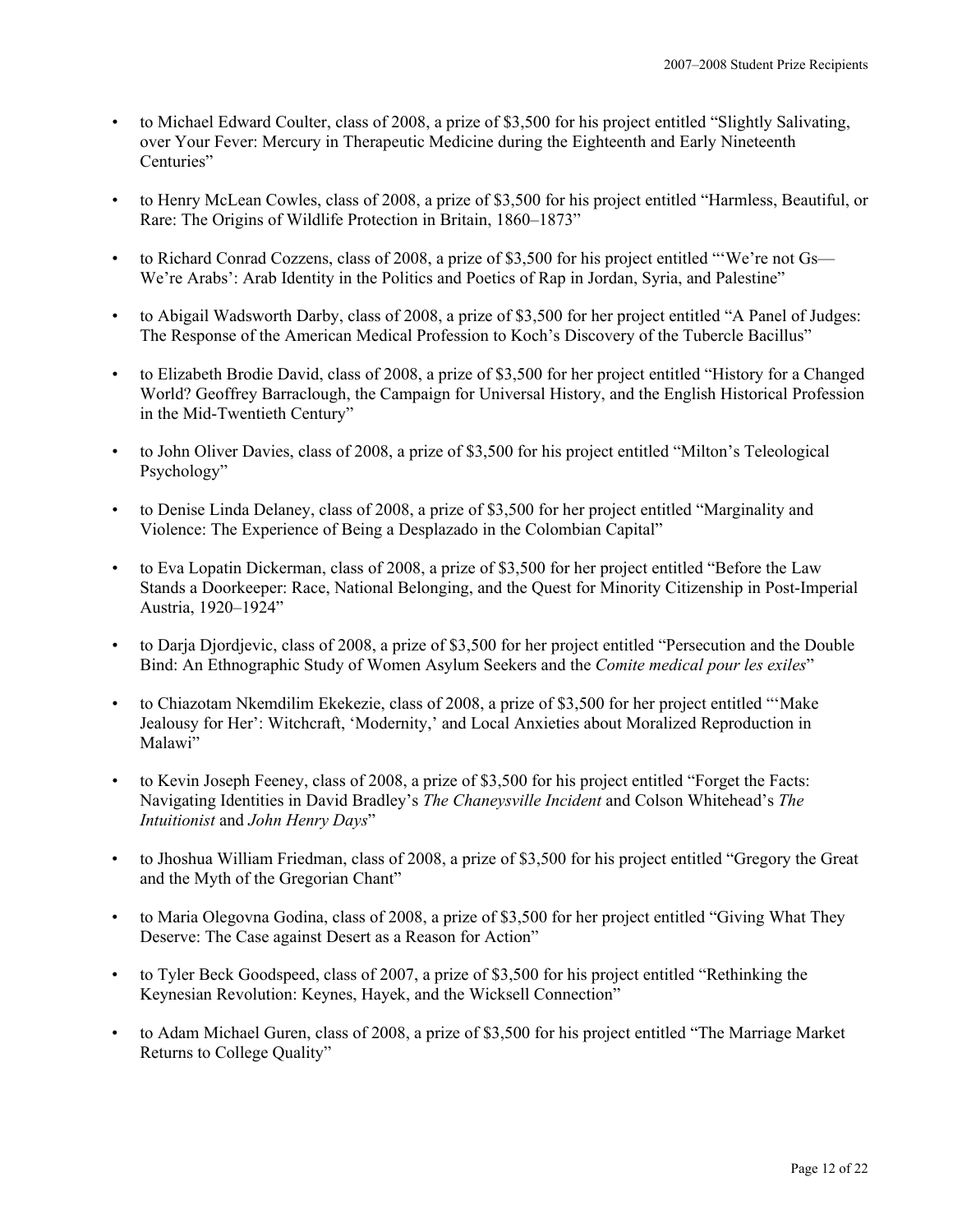- to Michael Edward Coulter, class of 2008, a prize of $3,500 for his project entitled "Slightly Salivating, over Your Fever: Mercury in Therapeutic Medicine during the Eighteenth and Early Nineteenth Centuries"

- to Henry McLean Cowles, class of 2008, a prize of $3,500 for his project entitled "Harmless, Beautiful, or Rare: The Origins of Wildlife Protection in Britain, 1860–1873"

- to Richard Conrad Cozzens, class of 2008, a prize of $3,500 for his project entitled "'We're not Gs—We're Arabs': Arab Identity in the Politics and Poetics of Rap in Jordan, Syria, and Palestine"

- to Abigail Wadsworth Darby, class of 2008, a prize of $3,500 for her project entitled "A Panel of Judges: The Response of the American Medical Profession to Koch's Discovery of the Tubercle Bacillus"

- to Elizabeth Brodie David, class of 2008, a prize of $3,500 for her project entitled "History for a Changed World? Geoffrey Barraclough, the Campaign for Universal History, and the English Historical Profession in the Mid-Twentieth Century"

- to John Oliver Davies, class of 2008, a prize of $3,500 for his project entitled "Milton's Teleological Psychology"

- to Denise Linda Delaney, class of 2008, a prize of $3,500 for her project entitled "Marginality and Violence: The Experience of Being a Desplazado in the Colombian Capital"

- to Eva Lopatin Dickerman, class of 2008, a prize of $3,500 for her project entitled "Before the Law Stands a Doorkeeper: Race, National Belonging, and the Quest for Minority Citizenship in Post-Imperial Austria, 1920–1924"

- to Darja Djordjevic, class of 2008, a prize of $3,500 for her project entitled "Persecution and the Double Bind: An Ethnographic Study of Women Asylum Seekers and the *Comite medical pour les exiles*"

- to Chiazotam Nkemdilim Ekekezie, class of 2008, a prize of $3,500 for her project entitled "'Make Jealousy for Her': Witchcraft, 'Modernity,' and Local Anxieties about Moralized Reproduction in Malawi"

- to Kevin Joseph Feeney, class of 2008, a prize of $3,500 for his project entitled "Forget the Facts: Navigating Identities in David Bradley's *The Chaneysville Incident* and Colson Whitehead's *The Intuitionist* and *John Henry Days*"

- to Jhoshua William Friedman, class of 2008, a prize of $3,500 for his project entitled "Gregory the Great and the Myth of the Gregorian Chant"

- to Maria Olegovna Godina, class of 2008, a prize of $3,500 for her project entitled "Giving What They Deserve: The Case against Desert as a Reason for Action"

- to Tyler Beck Goodspeed, class of 2007, a prize of $3,500 for his project entitled "Rethinking the Keynesian Revolution: Keynes, Hayek, and the Wicksell Connection"

- to Adam Michael Guren, class of 2008, a prize of $3,500 for his project entitled "The Marriage Market Returns to College Quality"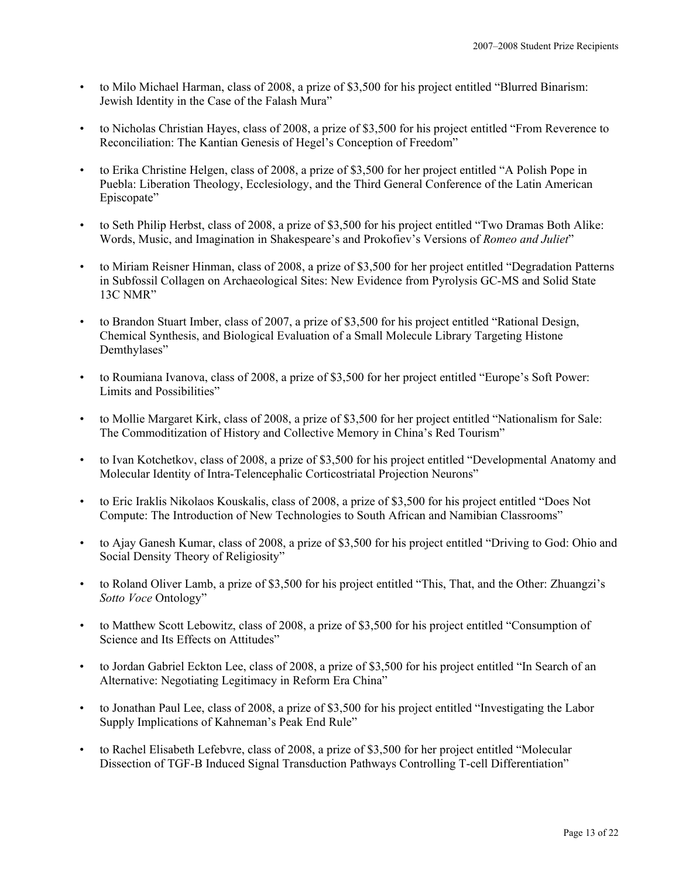- to Milo Michael Harman, class of 2008, a prize of $3,500 for his project entitled "Blurred Binarism: Jewish Identity in the Case of the Falash Mura"

- to Nicholas Christian Hayes, class of 2008, a prize of $3,500 for his project entitled "From Reverence to Reconciliation: The Kantian Genesis of Hegel's Conception of Freedom"

- to Erika Christine Helgen, class of 2008, a prize of $3,500 for her project entitled "A Polish Pope in Puebla: Liberation Theology, Ecclesiology, and the Third General Conference of the Latin American Episcopate"

- to Seth Philip Herbst, class of 2008, a prize of $3,500 for his project entitled "Two Dramas Both Alike: Words, Music, and Imagination in Shakespeare's and Prokofiev's Versions of *Romeo and Juliet*"

- to Miriam Reisner Hinman, class of 2008, a prize of $3,500 for her project entitled "Degradation Patterns in Subfossil Collagen on Archaeological Sites: New Evidence from Pyrolysis GC-MS and Solid State 13C NMR"

- to Brandon Stuart Imber, class of 2007, a prize of $3,500 for his project entitled "Rational Design, Chemical Synthesis, and Biological Evaluation of a Small Molecule Library Targeting Histone Demthylases"

- to Roumiana Ivanova, class of 2008, a prize of $3,500 for her project entitled "Europe's Soft Power: Limits and Possibilities"

- to Mollie Margaret Kirk, class of 2008, a prize of $3,500 for her project entitled "Nationalism for Sale: The Commoditization of History and Collective Memory in China's Red Tourism"

- to Ivan Kotchetkov, class of 2008, a prize of $3,500 for his project entitled "Developmental Anatomy and Molecular Identity of Intra-Telencephalic Corticostriatal Projection Neurons"

- to Eric Iraklis Nikolaos Kouskalis, class of 2008, a prize of $3,500 for his project entitled "Does Not Compute: The Introduction of New Technologies to South African and Namibian Classrooms"

- to Ajay Ganesh Kumar, class of 2008, a prize of $3,500 for his project entitled "Driving to God: Ohio and Social Density Theory of Religiosity"

- to Roland Oliver Lamb, a prize of $3,500 for his project entitled "This, That, and the Other: Zhuangzi's *Sotto Voce* Ontology"

- to Matthew Scott Lebowitz, class of 2008, a prize of $3,500 for his project entitled "Consumption of Science and Its Effects on Attitudes"

- to Jordan Gabriel Eckton Lee, class of 2008, a prize of $3,500 for his project entitled "In Search of an Alternative: Negotiating Legitimacy in Reform Era China"

- to Jonathan Paul Lee, class of 2008, a prize of $3,500 for his project entitled "Investigating the Labor Supply Implications of Kahneman's Peak End Rule"

- to Rachel Elisabeth Lefebvre, class of 2008, a prize of $3,500 for her project entitled "Molecular Dissection of TGF-B Induced Signal Transduction Pathways Controlling T-cell Differentiation"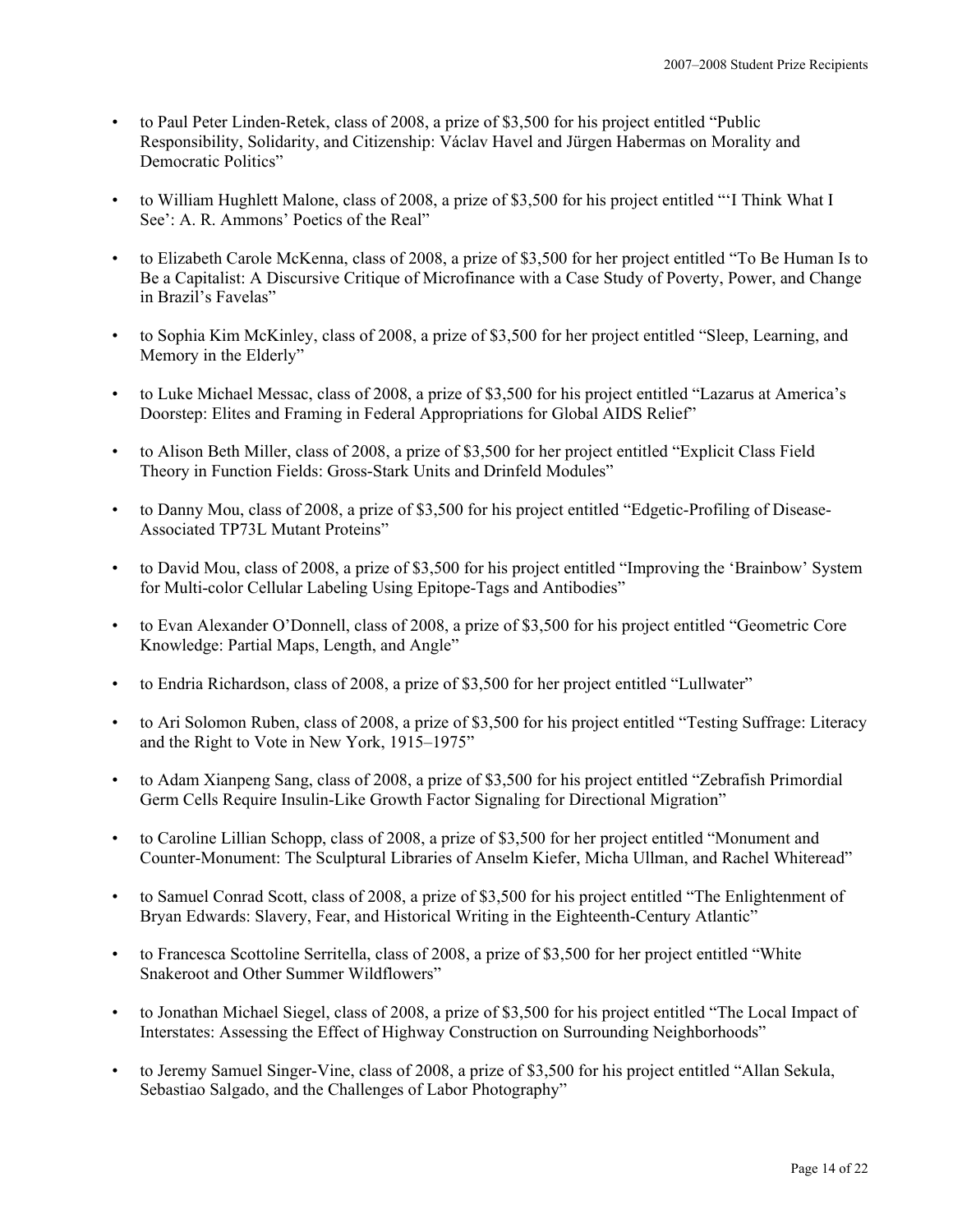- to Paul Peter Linden-Retek, class of 2008, a prize of $3,500 for his project entitled “Public Responsibility, Solidarity, and Citizenship: Václav Havel and Jürgen Habermas on Morality and Democratic Politics”

- to William Hughlett Malone, class of 2008, a prize of $3,500 for his project entitled “‘I Think What I See’: A. R. Ammons’ Poetics of the Real”

- to Elizabeth Carole McKenna, class of 2008, a prize of $3,500 for her project entitled “To Be Human Is to Be a Capitalist: A Discursive Critique of Microfinance with a Case Study of Poverty, Power, and Change in Brazil’s Favelas”

- to Sophia Kim McKinley, class of 2008, a prize of $3,500 for her project entitled “Sleep, Learning, and Memory in the Elderly”

- to Luke Michael Messac, class of 2008, a prize of $3,500 for his project entitled “Lazarus at America’s Doorstep: Elites and Framing in Federal Appropriations for Global AIDS Relief”

- to Alison Beth Miller, class of 2008, a prize of $3,500 for her project entitled “Explicit Class Field Theory in Function Fields: Gross-Stark Units and Drinfeld Modules”

- to Danny Mou, class of 2008, a prize of $3,500 for his project entitled “Edgetic-Profiling of Disease-Associated TP73L Mutant Proteins”

- to David Mou, class of 2008, a prize of $3,500 for his project entitled “Improving the ‘Brainbow’ System for Multi-color Cellular Labeling Using Epitope-Tags and Antibodies”

- to Evan Alexander O’Donnell, class of 2008, a prize of $3,500 for his project entitled “Geometric Core Knowledge: Partial Maps, Length, and Angle”

- to Endria Richardson, class of 2008, a prize of $3,500 for her project entitled “Lullwater”

- to Ari Solomon Ruben, class of 2008, a prize of $3,500 for his project entitled “Testing Suffrage: Literacy and the Right to Vote in New York, 1915–1975”

- to Adam Xianpeng Sang, class of 2008, a prize of $3,500 for his project entitled “Zebrafish Primordial Germ Cells Require Insulin-Like Growth Factor Signaling for Directional Migration”

- to Caroline Lillian Schopp, class of 2008, a prize of $3,500 for her project entitled “Monument and Counter-Monument: The Sculptural Libraries of Anselm Kiefer, Micha Ullman, and Rachel Whiteread”

- to Samuel Conrad Scott, class of 2008, a prize of $3,500 for his project entitled “The Enlightenment of Bryan Edwards: Slavery, Fear, and Historical Writing in the Eighteenth-Century Atlantic”

- to Francesca Scottoline Serritella, class of 2008, a prize of $3,500 for her project entitled “White Snakeroot and Other Summer Wildflowers”

- to Jonathan Michael Siegel, class of 2008, a prize of $3,500 for his project entitled “The Local Impact of Interstates: Assessing the Effect of Highway Construction on Surrounding Neighborhoods”

- to Jeremy Samuel Singer-Vine, class of 2008, a prize of $3,500 for his project entitled “Allan Sekula, Sebastiao Salgado, and the Challenges of Labor Photography”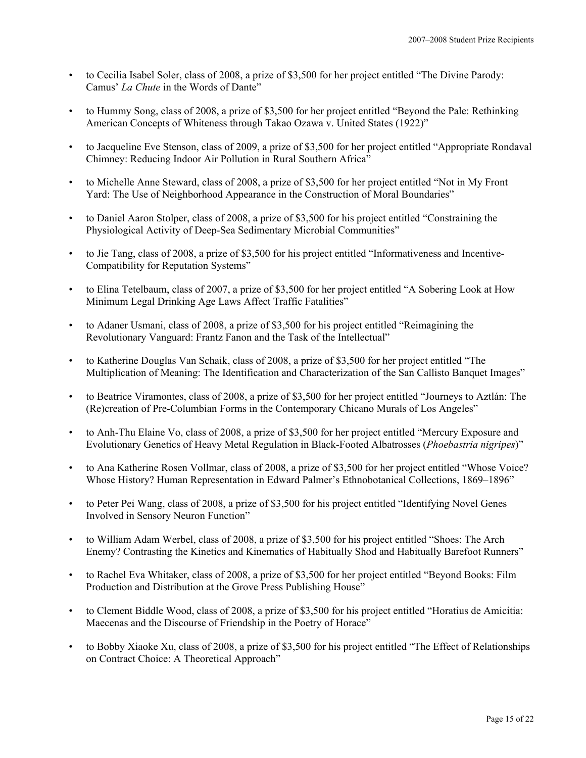- to Cecilia Isabel Soler, class of 2008, a prize of $3,500 for her project entitled "The Divine Parody: Camus' *La Chute* in the Words of Dante"

- to Hummy Song, class of 2008, a prize of $3,500 for her project entitled "Beyond the Pale: Rethinking American Concepts of Whiteness through Takao Ozawa v. United States (1922)"

- to Jacqueline Eve Stenson, class of 2009, a prize of $3,500 for her project entitled "Appropriate Rondaval Chimney: Reducing Indoor Air Pollution in Rural Southern Africa"

- to Michelle Anne Steward, class of 2008, a prize of $3,500 for her project entitled "Not in My Front Yard: The Use of Neighborhood Appearance in the Construction of Moral Boundaries"

- to Daniel Aaron Stolper, class of 2008, a prize of $3,500 for his project entitled "Constraining the Physiological Activity of Deep-Sea Sedimentary Microbial Communities"

- to Jie Tang, class of 2008, a prize of $3,500 for his project entitled "Informativeness and Incentive-Compatibility for Reputation Systems"

- to Elina Tetelbaum, class of 2007, a prize of $3,500 for her project entitled "A Sobering Look at How Minimum Legal Drinking Age Laws Affect Traffic Fatalities"

- to Adaner Usmani, class of 2008, a prize of $3,500 for his project entitled "Reimagining the Revolutionary Vanguard: Frantz Fanon and the Task of the Intellectual"

- to Katherine Douglas Van Schaik, class of 2008, a prize of $3,500 for her project entitled "The Multiplication of Meaning: The Identification and Characterization of the San Callisto Banquet Images"

- to Beatrice Viramontes, class of 2008, a prize of $3,500 for her project entitled "Journeys to Aztlán: The (Re)creation of Pre-Columbian Forms in the Contemporary Chicano Murals of Los Angeles"

- to Anh-Thu Elaine Vo, class of 2008, a prize of $3,500 for her project entitled "Mercury Exposure and Evolutionary Genetics of Heavy Metal Regulation in Black-Footed Albatrosses (*Phoebastria nigripes*)"

- to Ana Katherine Rosen Vollmar, class of 2008, a prize of $3,500 for her project entitled "Whose Voice? Whose History? Human Representation in Edward Palmer's Ethnobotanical Collections, 1869–1896"

- to Peter Pei Wang, class of 2008, a prize of $3,500 for his project entitled "Identifying Novel Genes Involved in Sensory Neuron Function"

- to William Adam Werbel, class of 2008, a prize of $3,500 for his project entitled "Shoes: The Arch Enemy? Contrasting the Kinetics and Kinematics of Habitually Shod and Habitually Barefoot Runners"

- to Rachel Eva Whitaker, class of 2008, a prize of $3,500 for her project entitled "Beyond Books: Film Production and Distribution at the Grove Press Publishing House"

- to Clement Biddle Wood, class of 2008, a prize of $3,500 for his project entitled "Horatius de Amicitia: Maecenas and the Discourse of Friendship in the Poetry of Horace"

- to Bobby Xiaoke Xu, class of 2008, a prize of $3,500 for his project entitled "The Effect of Relationships on Contract Choice: A Theoretical Approach"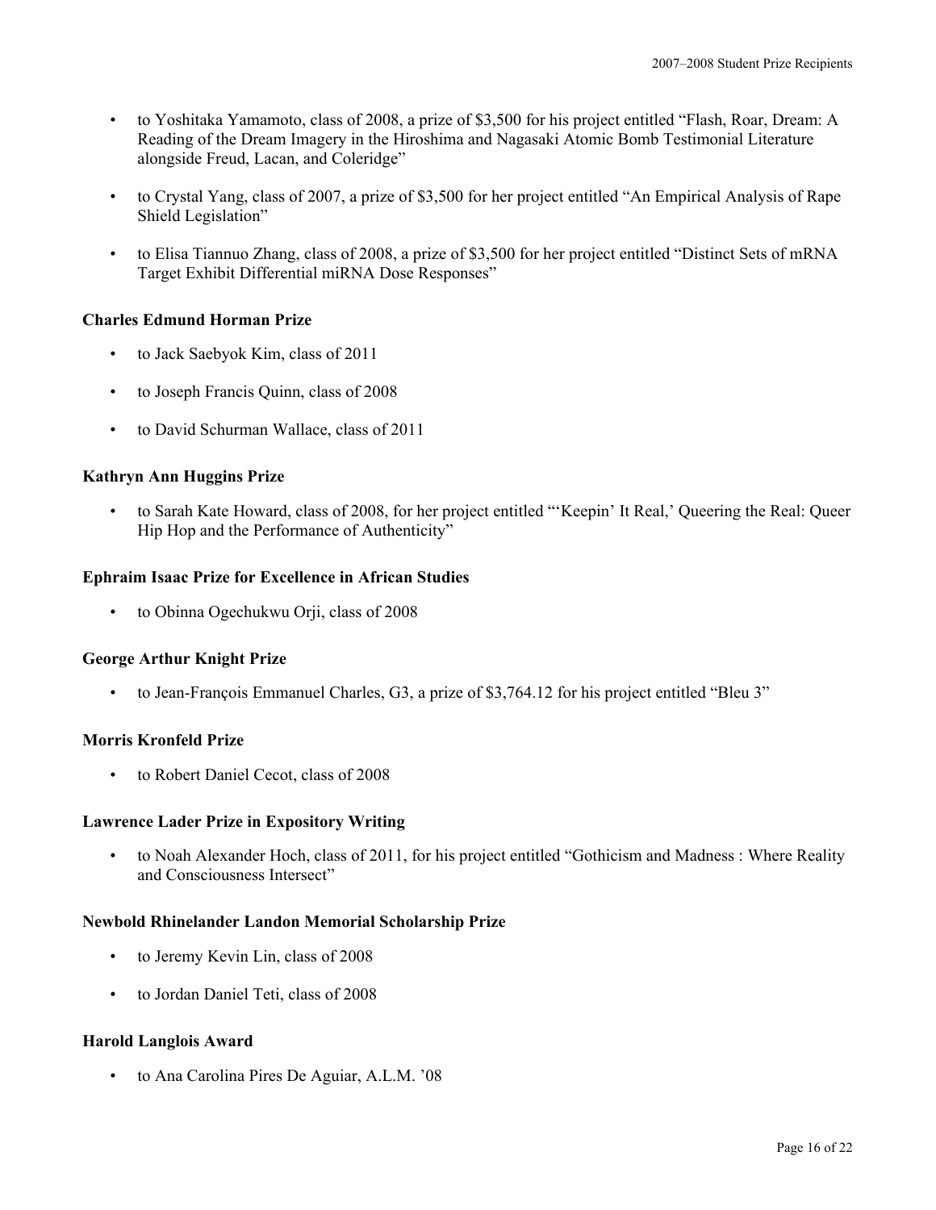- to Yoshitaka Yamamoto, class of 2008, a prize of $3,500 for his project entitled "Flash, Roar, Dream: A Reading of the Dream Imagery in the Hiroshima and Nagasaki Atomic Bomb Testimonial Literature alongside Freud, Lacan, and Coleridge"
- to Crystal Yang, class of 2007, a prize of $3,500 for her project entitled "An Empirical Analysis of Rape Shield Legislation"
- to Elisa Tiannuo Zhang, class of 2008, a prize of $3,500 for her project entitled "Distinct Sets of mRNA Target Exhibit Differential miRNA Dose Responses"

**Charles Edmund Horman Prize**

- to Jack Saebyok Kim, class of 2011
- to Joseph Francis Quinn, class of 2008
- to David Schurman Wallace, class of 2011

**Kathryn Ann Huggins Prize**

- to Sarah Kate Howard, class of 2008, for her project entitled "'Keepin' It Real,' Queering the Real: Queer Hip Hop and the Performance of Authenticity"

**Ephraim Isaac Prize for Excellence in African Studies**

- to Obinna Ogechukwu Orji, class of 2008

**George Arthur Knight Prize**

- to Jean-François Emmanuel Charles, G3, a prize of $3,764.12 for his project entitled "Bleu 3"

**Morris Kronfeld Prize**

- to Robert Daniel Cecot, class of 2008

**Lawrence Lader Prize in Expository Writing**

- to Noah Alexander Hoch, class of 2011, for his project entitled "Gothicism and Madness : Where Reality and Consciousness Intersect"

**Newbold Rhinelander Landon Memorial Scholarship Prize**

- to Jeremy Kevin Lin, class of 2008
- to Jordan Daniel Teti, class of 2008

**Harold Langlois Award**

- to Ana Carolina Pires De Aguiar, A.L.M. '08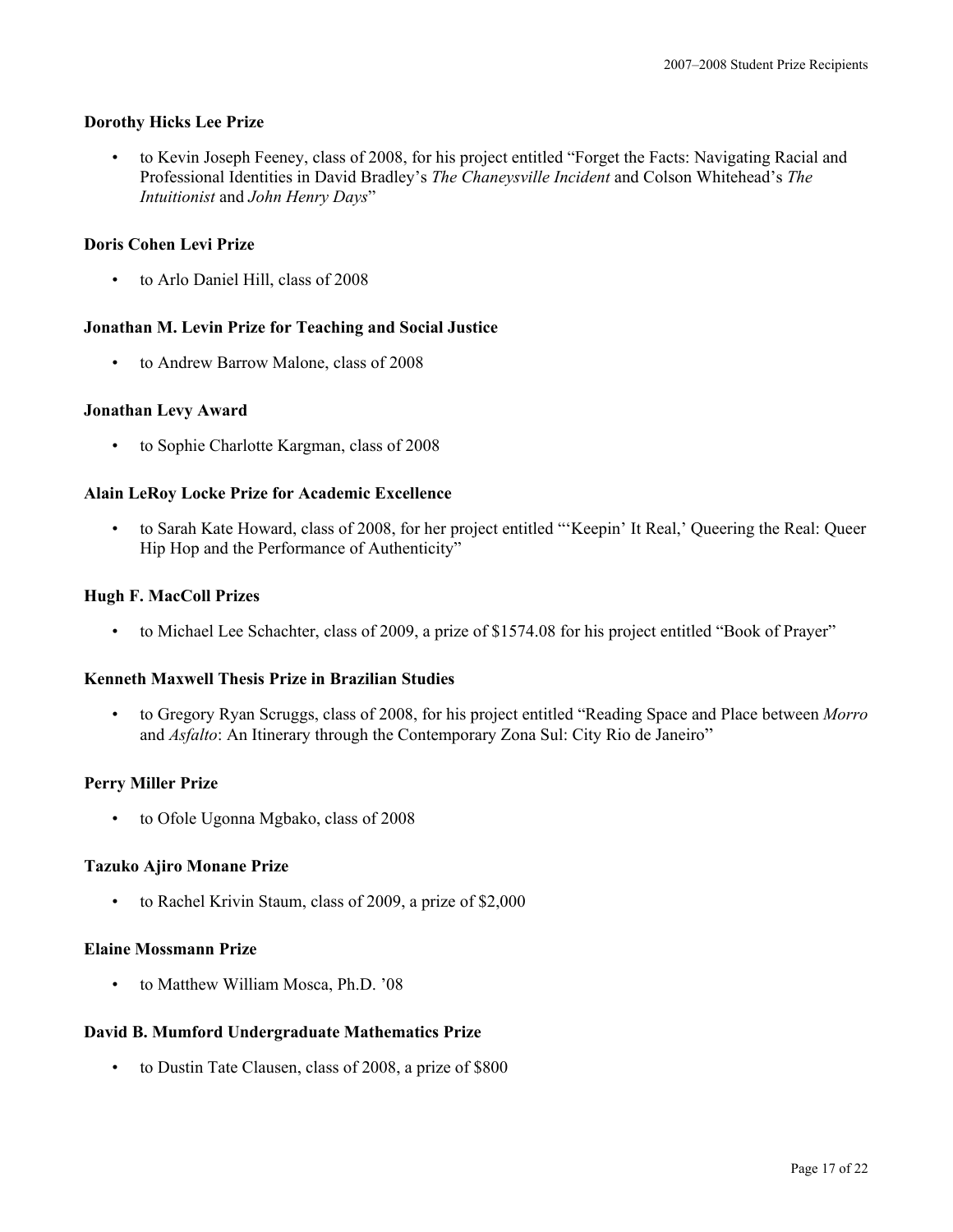**Dorothy Hicks Lee Prize**

- to Kevin Joseph Feeney, class of 2008, for his project entitled "Forget the Facts: Navigating Racial and Professional Identities in David Bradley's *The Chaneysville Incident* and Colson Whitehead's *The Intuitionist* and *John Henry Days*"

**Doris Cohen Levi Prize**

- to Arlo Daniel Hill, class of 2008

**Jonathan M. Levin Prize for Teaching and Social Justice**

- to Andrew Barrow Malone, class of 2008

**Jonathan Levy Award**

- to Sophie Charlotte Kargman, class of 2008

**Alain LeRoy Locke Prize for Academic Excellence**

- to Sarah Kate Howard, class of 2008, for her project entitled "'Keepin' It Real,' Queering the Real: Queer Hip Hop and the Performance of Authenticity"

**Hugh F. MacColl Prizes**

- to Michael Lee Schachter, class of 2009, a prize of $1574.08 for his project entitled "Book of Prayer"

**Kenneth Maxwell Thesis Prize in Brazilian Studies**

- to Gregory Ryan Scruggs, class of 2008, for his project entitled "Reading Space and Place between *Morro* and *Asfalto*: An Itinerary through the Contemporary Zona Sul: City Rio de Janeiro"

**Perry Miller Prize**

- to Ofole Ugonna Mgbako, class of 2008

**Tazuko Ajiro Monane Prize**

- to Rachel Krivin Staum, class of 2009, a prize of $2,000

**Elaine Mossmann Prize**

- to Matthew William Mosca, Ph.D. '08

**David B. Mumford Undergraduate Mathematics Prize**

- to Dustin Tate Clausen, class of 2008, a prize of $800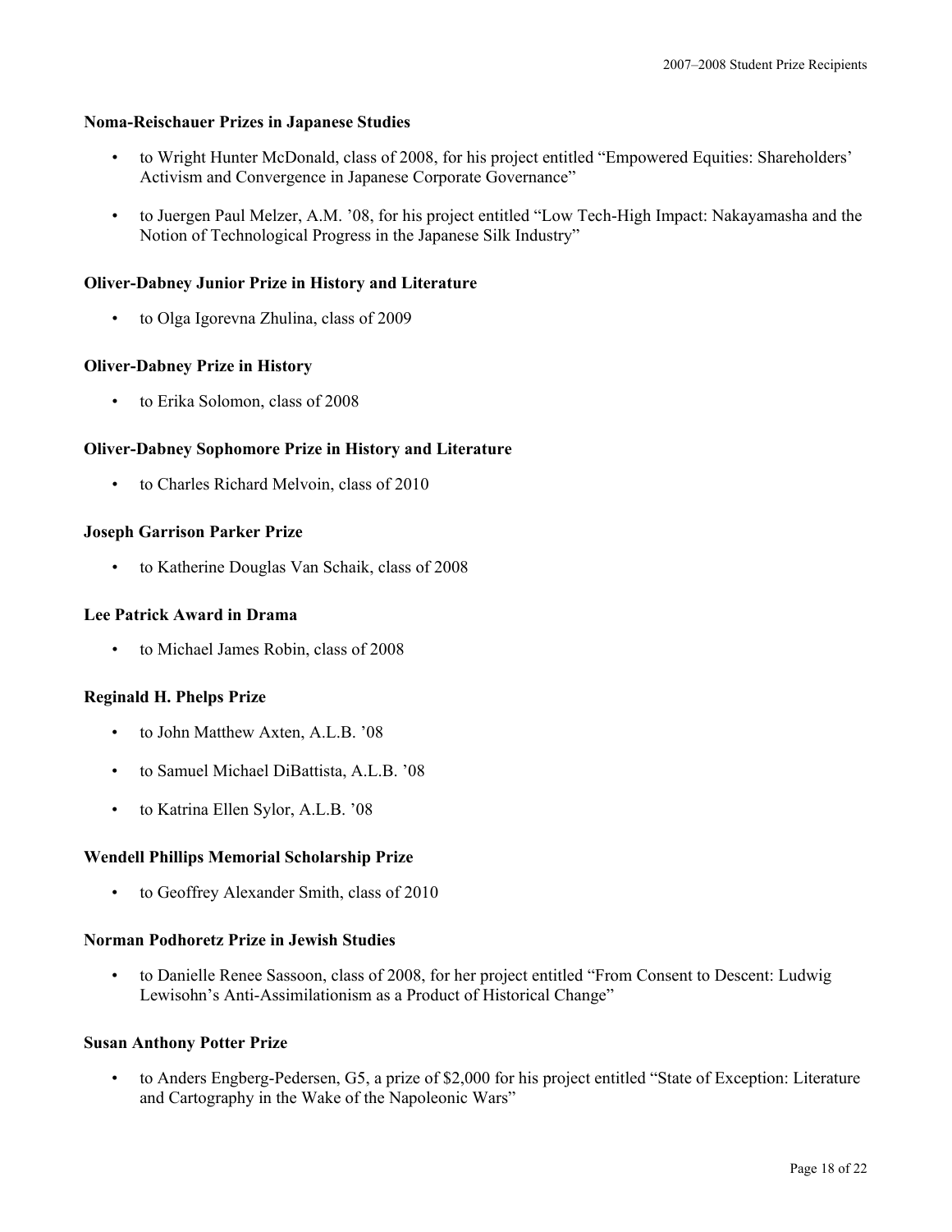**Noma-Reischauer Prizes in Japanese Studies**

- to Wright Hunter McDonald, class of 2008, for his project entitled "Empowered Equities: Shareholders' Activism and Convergence in Japanese Corporate Governance"
- to Juergen Paul Melzer, A.M. '08, for his project entitled "Low Tech-High Impact: Nakayamasha and the Notion of Technological Progress in the Japanese Silk Industry"

**Oliver-Dabney Junior Prize in History and Literature**

- to Olga Igorevna Zhulina, class of 2009

**Oliver-Dabney Prize in History**

- to Erika Solomon, class of 2008

**Oliver-Dabney Sophomore Prize in History and Literature**

- to Charles Richard Melvoin, class of 2010

**Joseph Garrison Parker Prize**

- to Katherine Douglas Van Schaik, class of 2008

**Lee Patrick Award in Drama**

- to Michael James Robin, class of 2008

**Reginald H. Phelps Prize**

- to John Matthew Axten, A.L.B. '08
- to Samuel Michael DiBattista, A.L.B. '08
- to Katrina Ellen Sylor, A.L.B. '08

**Wendell Phillips Memorial Scholarship Prize**

- to Geoffrey Alexander Smith, class of 2010

**Norman Podhoretz Prize in Jewish Studies**

- to Danielle Renee Sassoon, class of 2008, for her project entitled "From Consent to Descent: Ludwig Lewisohn's Anti-Assimilationism as a Product of Historical Change"

**Susan Anthony Potter Prize**

- to Anders Engberg-Pedersen, G5, a prize of $2,000 for his project entitled "State of Exception: Literature and Cartography in the Wake of the Napoleonic Wars"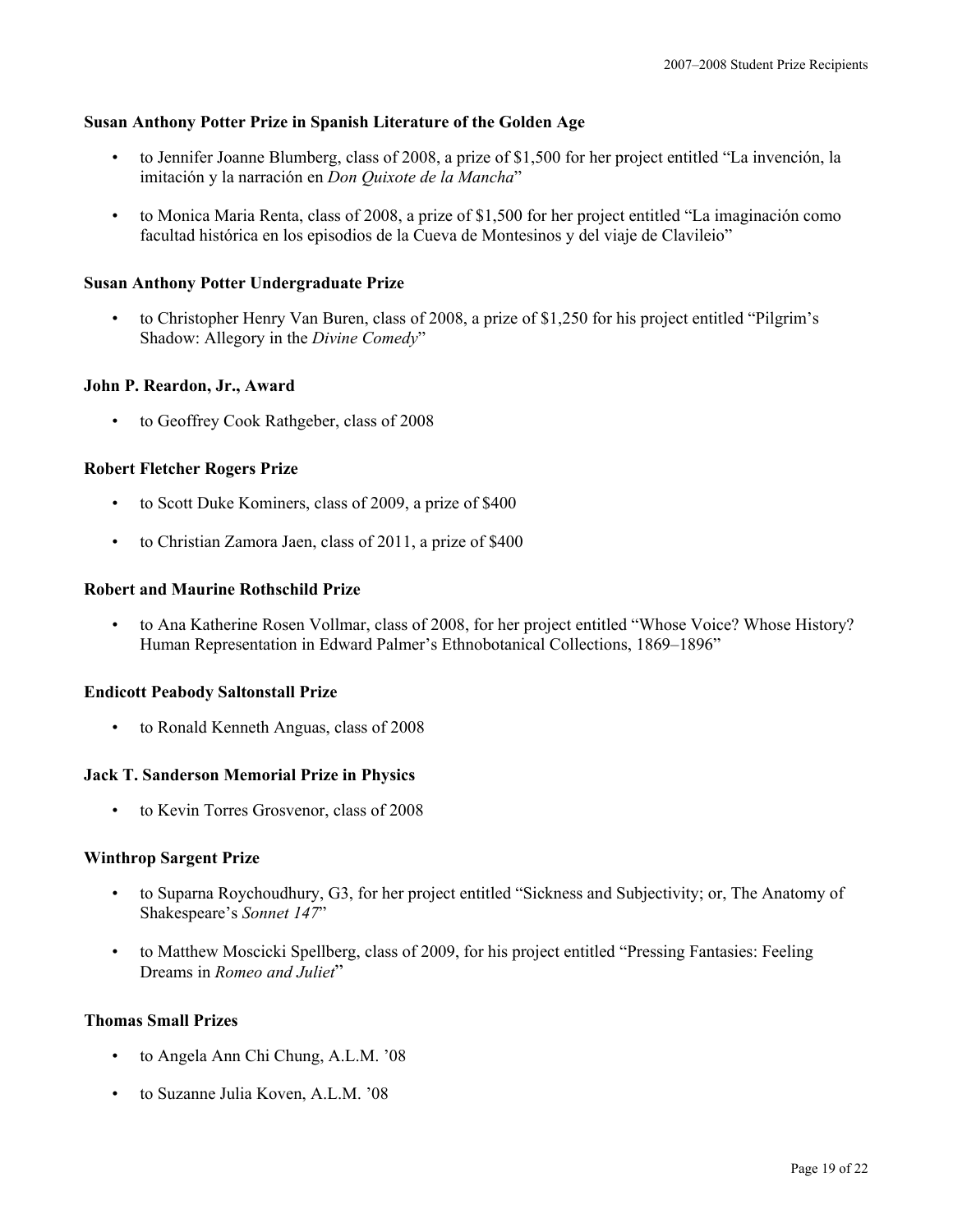### Susan Anthony Potter Prize in Spanish Literature of the Golden Age

- to Jennifer Joanne Blumberg, class of 2008, a prize of $1,500 for her project entitled "La invención, la imitación y la narración en *Don Quixote de la Mancha*"
- to Monica Maria Renta, class of 2008, a prize of $1,500 for her project entitled "La imaginación como facultad histórica en los episodios de la Cueva de Montesinos y del viaje de Clavileio"

### Susan Anthony Potter Undergraduate Prize

- to Christopher Henry Van Buren, class of 2008, a prize of $1,250 for his project entitled "Pilgrim's Shadow: Allegory in the *Divine Comedy*"

### John P. Reardon, Jr., Award

- to Geoffrey Cook Rathgeber, class of 2008

### Robert Fletcher Rogers Prize

- to Scott Duke Kominers, class of 2009, a prize of $400
- to Christian Zamora Jaen, class of 2011, a prize of $400

### Robert and Maurine Rothschild Prize

- to Ana Katherine Rosen Vollmar, class of 2008, for her project entitled "Whose Voice? Whose History? Human Representation in Edward Palmer's Ethnobotanical Collections, 1869–1896"

### Endicott Peabody Saltonstall Prize

- to Ronald Kenneth Anguas, class of 2008

### Jack T. Sanderson Memorial Prize in Physics

- to Kevin Torres Grosvenor, class of 2008

### Winthrop Sargent Prize

- to Suparna Roychoudhury, G3, for her project entitled "Sickness and Subjectivity; or, The Anatomy of Shakespeare's *Sonnet 147*"
- to Matthew Moscicki Spellberg, class of 2009, for his project entitled "Pressing Fantasies: Feeling Dreams in *Romeo and Juliet*"

### Thomas Small Prizes

- to Angela Ann Chi Chung, A.L.M. '08
- to Suzanne Julia Koven, A.L.M. '08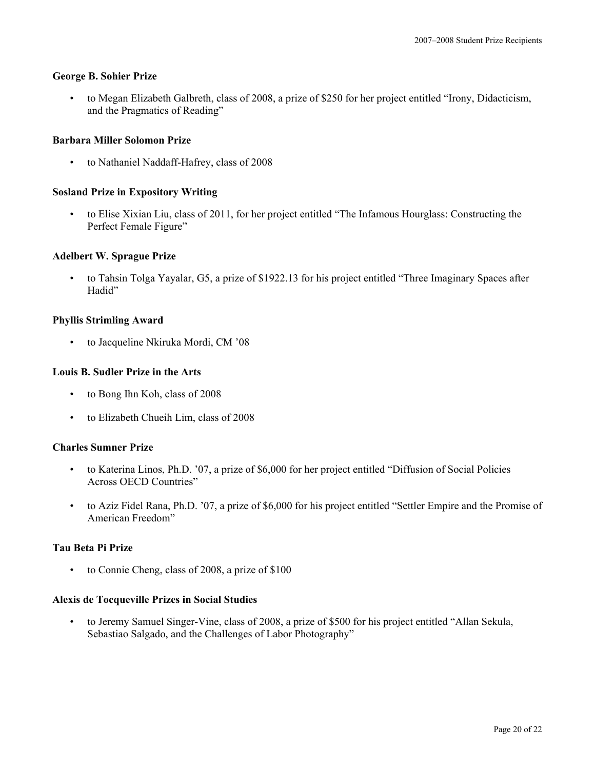**George B. Sohier Prize**

- to Megan Elizabeth Galbreth, class of 2008, a prize of $250 for her project entitled "Irony, Didacticism, and the Pragmatics of Reading"

**Barbara Miller Solomon Prize**

- to Nathaniel Naddaff-Hafrey, class of 2008

**Sosland Prize in Expository Writing**

- to Elise Xixian Liu, class of 2011, for her project entitled "The Infamous Hourglass: Constructing the Perfect Female Figure"

**Adelbert W. Sprague Prize**

- to Tahsin Tolga Yayalar, G5, a prize of $1922.13 for his project entitled "Three Imaginary Spaces after Hadid"

**Phyllis Strimling Award**

- to Jacqueline Nkiruka Mordi, CM '08

**Louis B. Sudler Prize in the Arts**

- to Bong Ihn Koh, class of 2008
- to Elizabeth Chueih Lim, class of 2008

**Charles Sumner Prize**

- to Katerina Linos, Ph.D. '07, a prize of $6,000 for her project entitled "Diffusion of Social Policies Across OECD Countries"
- to Aziz Fidel Rana, Ph.D. '07, a prize of $6,000 for his project entitled "Settler Empire and the Promise of American Freedom"

**Tau Beta Pi Prize**

- to Connie Cheng, class of 2008, a prize of $100

**Alexis de Tocqueville Prizes in Social Studies**

- to Jeremy Samuel Singer-Vine, class of 2008, a prize of $500 for his project entitled "Allan Sekula, Sebastiao Salgado, and the Challenges of Labor Photography"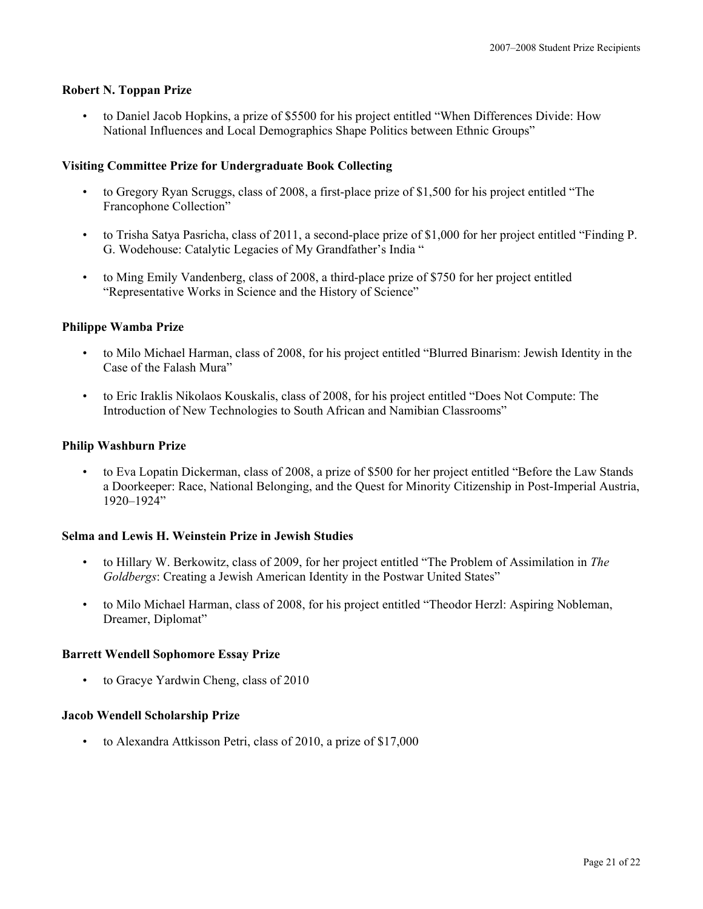### Robert N. Toppan Prize

- to Daniel Jacob Hopkins, a prize of $5500 for his project entitled "When Differences Divide: How National Influences and Local Demographics Shape Politics between Ethnic Groups"

### Visiting Committee Prize for Undergraduate Book Collecting

- to Gregory Ryan Scruggs, class of 2008, a first-place prize of $1,500 for his project entitled "The Francophone Collection"

- to Trisha Satya Pasricha, class of 2011, a second-place prize of $1,000 for her project entitled "Finding P. G. Wodehouse: Catalytic Legacies of My Grandfather's India "

- to Ming Emily Vandenberg, class of 2008, a third-place prize of $750 for her project entitled "Representative Works in Science and the History of Science"

### Philippe Wamba Prize

- to Milo Michael Harman, class of 2008, for his project entitled "Blurred Binarism: Jewish Identity in the Case of the Falash Mura"

- to Eric Iraklis Nikolaos Kouskalis, class of 2008, for his project entitled "Does Not Compute: The Introduction of New Technologies to South African and Namibian Classrooms"

### Philip Washburn Prize

- to Eva Lopatin Dickerman, class of 2008, a prize of $500 for her project entitled "Before the Law Stands a Doorkeeper: Race, National Belonging, and the Quest for Minority Citizenship in Post-Imperial Austria, 1920–1924"

### Selma and Lewis H. Weinstein Prize in Jewish Studies

- to Hillary W. Berkowitz, class of 2009, for her project entitled "The Problem of Assimilation in *The Goldbergs*: Creating a Jewish American Identity in the Postwar United States"

- to Milo Michael Harman, class of 2008, for his project entitled "Theodor Herzl: Aspiring Nobleman, Dreamer, Diplomat"

### Barrett Wendell Sophomore Essay Prize

- to Gracye Yardwin Cheng, class of 2010

### Jacob Wendell Scholarship Prize

- to Alexandra Attkisson Petri, class of 2010, a prize of $17,000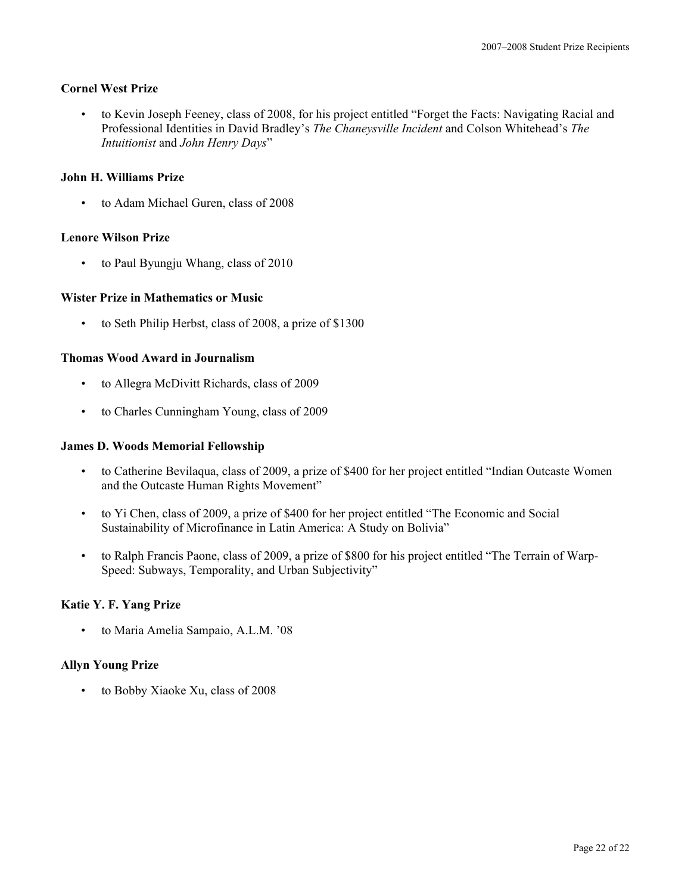**Cornel West Prize**

- to Kevin Joseph Feeney, class of 2008, for his project entitled "Forget the Facts: Navigating Racial and Professional Identities in David Bradley's *The Chaneysville Incident* and Colson Whitehead's *The Intuitionist* and *John Henry Days*"

**John H. Williams Prize**

- to Adam Michael Guren, class of 2008

**Lenore Wilson Prize**

- to Paul Byungju Whang, class of 2010

**Wister Prize in Mathematics or Music**

- to Seth Philip Herbst, class of 2008, a prize of $1300

**Thomas Wood Award in Journalism**

- to Allegra McDivitt Richards, class of 2009
- to Charles Cunningham Young, class of 2009

**James D. Woods Memorial Fellowship**

- to Catherine Bevilaqua, class of 2009, a prize of $400 for her project entitled "Indian Outcaste Women and the Outcaste Human Rights Movement"
- to Yi Chen, class of 2009, a prize of $400 for her project entitled "The Economic and Social Sustainability of Microfinance in Latin America: A Study on Bolivia"
- to Ralph Francis Paone, class of 2009, a prize of $800 for his project entitled "The Terrain of Warp-Speed: Subways, Temporality, and Urban Subjectivity"

**Katie Y. F. Yang Prize**

- to Maria Amelia Sampaio, A.L.M. '08

**Allyn Young Prize**

- to Bobby Xiaoke Xu, class of 2008